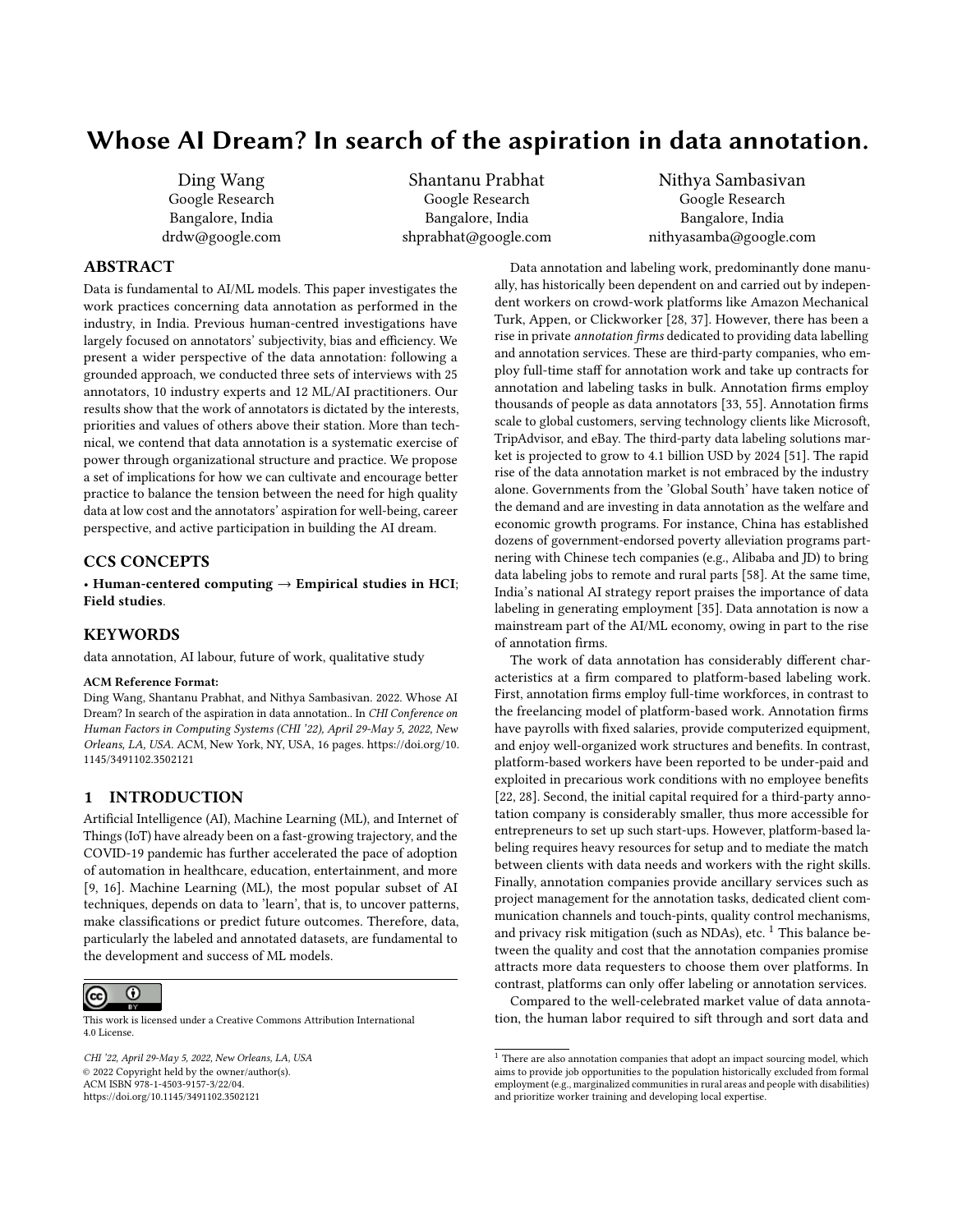# Whose AI Dream? In search of the aspiration in data annotation.

Ding Wang
Google Research
Bangalore, India
drdw@google.com

Shantanu Prabhat
Google Research
Bangalore, India
shprabhat@google.com

Nithya Sambasivan
Google Research
Bangalore, India
nithyasamba@google.com

## ABSTRACT

Data is fundamental to AI/ML models. This paper investigates the work practices concerning data annotation as performed in the industry, in India. Previous human-centred investigations have largely focused on annotators' subjectivity, bias and efficiency. We present a wider perspective of the data annotation: following a grounded approach, we conducted three sets of interviews with 25 annotators, 10 industry experts and 12 ML/AI practitioners. Our results show that the work of annotators is dictated by the interests, priorities and values of others above their station. More than technical, we contend that data annotation is a systematic exercise of power through organizational structure and practice. We propose a set of implications for how we can cultivate and encourage better practice to balance the tension between the need for high quality data at low cost and the annotators' aspiration for well-being, career perspective, and active participation in building the AI dream.

## CCS CONCEPTS

• **Human-centered computing** → **Empirical studies in HCI**; **Field studies**.

## KEYWORDS

data annotation, AI labour, future of work, qualitative study

**ACM Reference Format:**
Ding Wang, Shantanu Prabhat, and Nithya Sambasivan. 2022. Whose AI Dream? In search of the aspiration in data annotation.. In *CHI Conference on Human Factors in Computing Systems (CHI '22), April 29-May 5, 2022, New Orleans, LA, USA.* ACM, New York, NY, USA, 16 pages. https://doi.org/10.1145/3491102.3502121

## 1 INTRODUCTION

Artificial Intelligence (AI), Machine Learning (ML), and Internet of Things (IoT) have already been on a fast-growing trajectory, and the COVID-19 pandemic has further accelerated the pace of adoption of automation in healthcare, education, entertainment, and more [9, 16]. Machine Learning (ML), the most popular subset of AI techniques, depends on data to 'learn', that is, to uncover patterns, make classifications or predict future outcomes. Therefore, data, particularly the labeled and annotated datasets, are fundamental to the development and success of ML models.

Data annotation and labeling work, predominantly done manually, has historically been dependent on and carried out by independent workers on crowd-work platforms like Amazon Mechanical Turk, Appen, or Clickworker [28, 37]. However, there has been a rise in private *annotation firms* dedicated to providing data labelling and annotation services. These are third-party companies, who employ full-time staff for annotation work and take up contracts for annotation and labeling tasks in bulk. Annotation firms employ thousands of people as data annotators [33, 55]. Annotation firms scale to global customers, serving technology clients like Microsoft, TripAdvisor, and eBay. The third-party data labeling solutions market is projected to grow to 4.1 billion USD by 2024 [51]. The rapid rise of the data annotation market is not embraced by the industry alone. Governments from the 'Global South' have taken notice of the demand and are investing in data annotation as the welfare and economic growth programs. For instance, China has established dozens of government-endorsed poverty alleviation programs partnering with Chinese tech companies (e.g., Alibaba and JD) to bring data labeling jobs to remote and rural parts [58]. At the same time, India's national AI strategy report praises the importance of data labeling in generating employment [35]. Data annotation is now a mainstream part of the AI/ML economy, owing in part to the rise of annotation firms.

The work of data annotation has considerably different characteristics at a firm compared to platform-based labeling work. First, annotation firms employ full-time workforces, in contrast to the freelancing model of platform-based work. Annotation firms have payrolls with fixed salaries, provide computerized equipment, and enjoy well-organized work structures and benefits. In contrast, platform-based workers have been reported to be under-paid and exploited in precarious work conditions with no employee benefits [22, 28]. Second, the initial capital required for a third-party annotation company is considerably smaller, thus more accessible for entrepreneurs to set up such start-ups. However, platform-based labeling requires heavy resources for setup and to mediate the match between clients with data needs and workers with the right skills. Finally, annotation companies provide ancillary services such as project management for the annotation tasks, dedicated client communication channels and touch-pints, quality control mechanisms, and privacy risk mitigation (such as NDAs), etc. [1] This balance between the quality and cost that the annotation companies promise attracts more data requesters to choose them over platforms. In contrast, platforms can only offer labeling or annotation services.

Compared to the well-celebrated market value of data annotation, the human labor required to sift through and sort data and

[1] There are also annotation companies that adopt an impact sourcing model, which aims to provide job opportunities to the population historically excluded from formal employment (e.g., marginalized communities in rural areas and people with disabilities) and prioritize worker training and developing local expertise.

This work is licensed under a Creative Commons Attribution International 4.0 License.

*CHI '22, April 29-May 5, 2022, New Orleans, LA, USA*
© 2022 Copyright held by the owner/author(s).
ACM ISBN 978-1-4503-9157-3/22/04.
https://doi.org/10.1145/3491102.3502121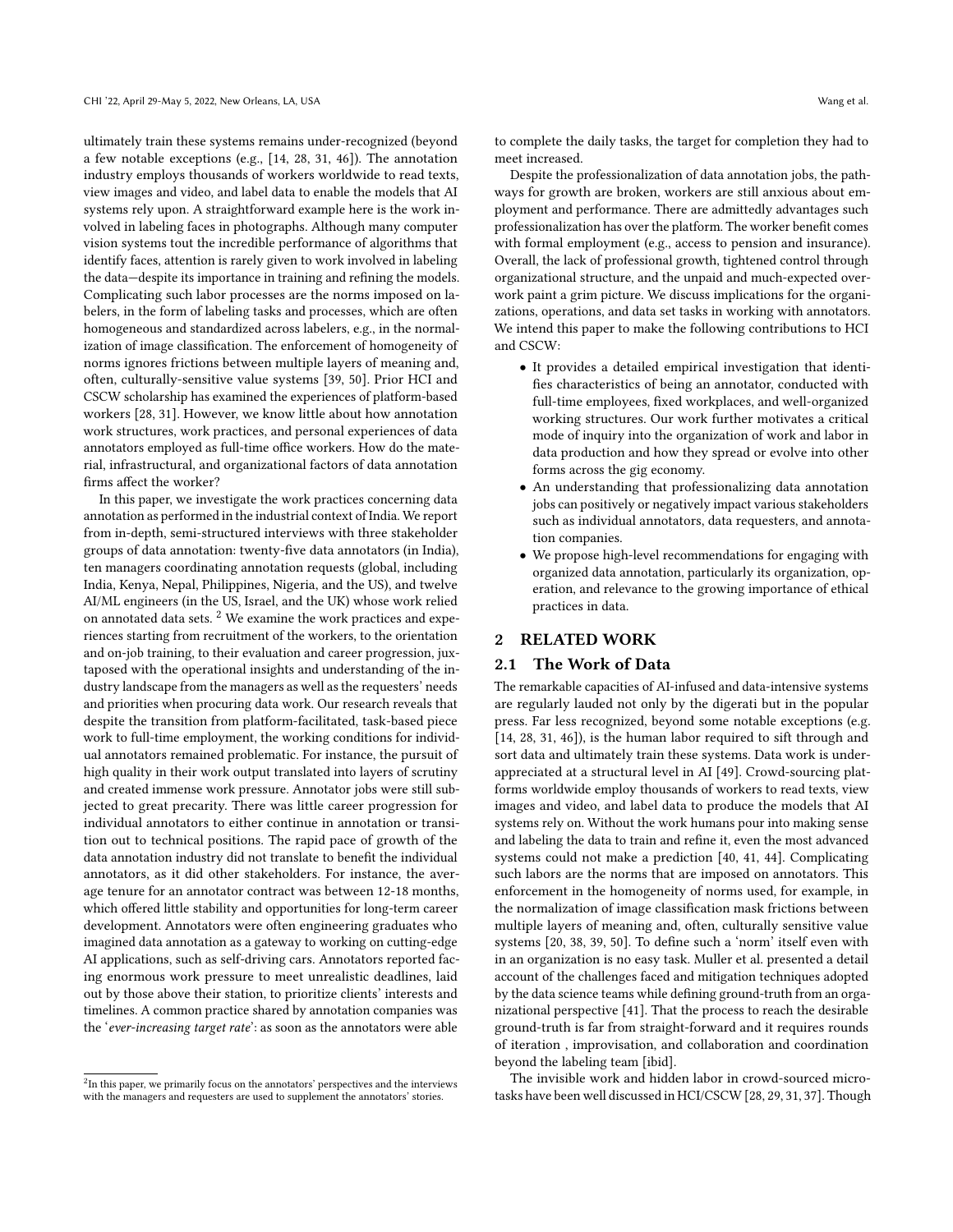ultimately train these systems remains under-recognized (beyond a few notable exceptions (e.g., [14, 28, 31, 46]). The annotation industry employs thousands of workers worldwide to read texts, view images and video, and label data to enable the models that AI systems rely upon. A straightforward example here is the work involved in labeling faces in photographs. Although many computer vision systems tout the incredible performance of algorithms that identify faces, attention is rarely given to work involved in labeling the data—despite its importance in training and refining the models. Complicating such labor processes are the norms imposed on labelers, in the form of labeling tasks and processes, which are often homogeneous and standardized across labelers, e.g., in the normalization of image classification. The enforcement of homogeneity of norms ignores frictions between multiple layers of meaning and, often, culturally-sensitive value systems [39, 50]. Prior HCI and CSCW scholarship has examined the experiences of platform-based workers [28, 31]. However, we know little about how annotation work structures, work practices, and personal experiences of data annotators employed as full-time office workers. How do the material, infrastructural, and organizational factors of data annotation firms affect the worker?

In this paper, we investigate the work practices concerning data annotation as performed in the industrial context of India. We report from in-depth, semi-structured interviews with three stakeholder groups of data annotation: twenty-five data annotators (in India), ten managers coordinating annotation requests (global, including India, Kenya, Nepal, Philippines, Nigeria, and the US), and twelve AI/ML engineers (in the US, Israel, and the UK) whose work relied on annotated data sets. [2] We examine the work practices and experiences starting from recruitment of the workers, to the orientation and on-job training, to their evaluation and career progression, juxtaposed with the operational insights and understanding of the industry landscape from the managers as well as the requesters' needs and priorities when procuring data work. Our research reveals that despite the transition from platform-facilitated, task-based piece work to full-time employment, the working conditions for individual annotators remained problematic. For instance, the pursuit of high quality in their work output translated into layers of scrutiny and created immense work pressure. Annotator jobs were still subjected to great precarity. There was little career progression for individual annotators to either continue in annotation or transition out to technical positions. The rapid pace of growth of the data annotation industry did not translate to benefit the individual annotators, as it did other stakeholders. For instance, the average tenure for an annotator contract was between 12-18 months, which offered little stability and opportunities for long-term career development. Annotators were often engineering graduates who imagined data annotation as a gateway to working on cutting-edge AI applications, such as self-driving cars. Annotators reported facing enormous work pressure to meet unrealistic deadlines, laid out by those above their station, to prioritize clients' interests and timelines. A common practice shared by annotation companies was the '*ever-increasing target rate*': as soon as the annotators were able to complete the daily tasks, the target for completion they had to meet increased.

Despite the professionalization of data annotation jobs, the pathways for growth are broken, workers are still anxious about employment and performance. There are admittedly advantages such professionalization has over the platform. The worker benefit comes with formal employment (e.g., access to pension and insurance). Overall, the lack of professional growth, tightened control through organizational structure, and the unpaid and much-expected overwork paint a grim picture. We discuss implications for the organizations, operations, and data set tasks in working with annotators. We intend this paper to make the following contributions to HCI and CSCW:

- It provides a detailed empirical investigation that identifies characteristics of being an annotator, conducted with full-time employees, fixed workplaces, and well-organized working structures. Our work further motivates a critical mode of inquiry into the organization of work and labor in data production and how they spread or evolve into other forms across the gig economy.
- An understanding that professionalizing data annotation jobs can positively or negatively impact various stakeholders such as individual annotators, data requesters, and annotation companies.
- We propose high-level recommendations for engaging with organized data annotation, particularly its organization, operation, and relevance to the growing importance of ethical practices in data.

## 2 RELATED WORK

### 2.1 The Work of Data

The remarkable capacities of AI-infused and data-intensive systems are regularly lauded not only by the digerati but in the popular press. Far less recognized, beyond some notable exceptions (e.g. [14, 28, 31, 46]), is the human labor required to sift through and sort data and ultimately train these systems. Data work is underappreciated at a structural level in AI [49]. Crowd-sourcing platforms worldwide employ thousands of workers to read texts, view images and video, and label data to produce the models that AI systems rely on. Without the work humans pour into making sense and labeling the data to train and refine it, even the most advanced systems could not make a prediction [40, 41, 44]. Complicating such labors are the norms that are imposed on annotators. This enforcement in the homogeneity of norms used, for example, in the normalization of image classification mask frictions between multiple layers of meaning and, often, culturally sensitive value systems [20, 38, 39, 50]. To define such a 'norm' itself even with in an organization is no easy task. Muller et al. presented a detail account of the challenges faced and mitigation techniques adopted by the data science teams while defining ground-truth from an organizational perspective [41]. That the process to reach the desirable ground-truth is far from straight-forward and it requires rounds of iteration , improvisation, and collaboration and coordination beyond the labeling team [ibid].

The invisible work and hidden labor in crowd-sourced microtasks have been well discussed in HCI/CSCW [28, 29, 31, 37]. Though

[2] In this paper, we primarily focus on the annotators' perspectives and the interviews with the managers and requesters are used to supplement the annotators' stories.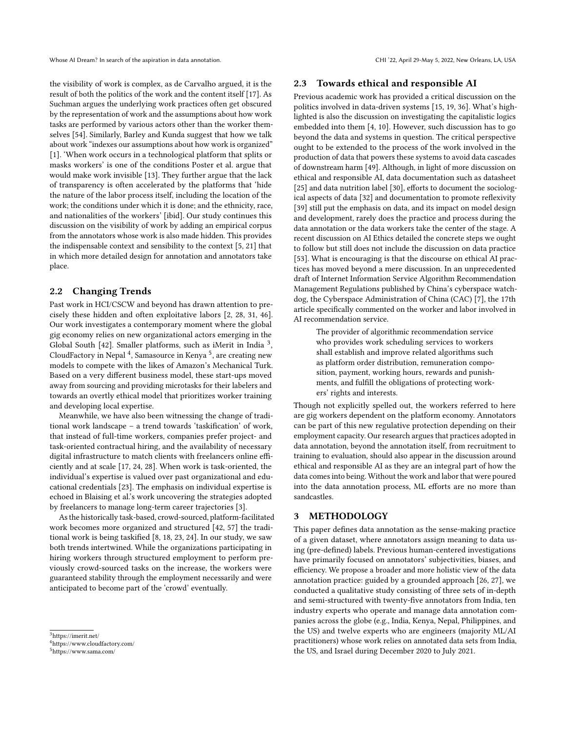the visibility of work is complex, as de Carvalho argued, it is the result of both the politics of the work and the content itself [17]. As Suchman argues the underlying work practices often get obscured by the representation of work and the assumptions about how work tasks are performed by various actors other than the worker themselves [54]. Similarly, Barley and Kunda suggest that how we talk about work "indexes our assumptions about how work is organized" [1]. 'When work occurs in a technological platform that splits or masks workers' is one of the conditions Poster et al. argue that would make work invisible [13]. They further argue that the lack of transparency is often accelerated by the platforms that 'hide the nature of the labor process itself, including the location of the work; the conditions under which it is done; and the ethnicity, race, and nationalities of the workers' [ibid]. Our study continues this discussion on the visibility of work by adding an empirical corpus from the annotators whose work is also made hidden. This provides the indispensable context and sensibility to the context [5, 21] that in which more detailed design for annotation and annotators take place.

## 2.2 Changing Trends

Past work in HCI/CSCW and beyond has drawn attention to precisely these hidden and often exploitative labors [2, 28, 31, 46]. Our work investigates a contemporary moment where the global gig economy relies on new organizational actors emerging in the Global South [42]. Smaller platforms, such as iMerit in India [3], CloudFactory in Nepal [4], Samasource in Kenya [5], are creating new models to compete with the likes of Amazon's Mechanical Turk. Based on a very different business model, these start-ups moved away from sourcing and providing microtasks for their labelers and towards an overtly ethical model that prioritizes worker training and developing local expertise.

Meanwhile, we have also been witnessing the change of traditional work landscape – a trend towards 'taskification' of work, that instead of full-time workers, companies prefer project- and task-oriented contractual hiring, and the availability of necessary digital infrastructure to match clients with freelancers online efficiently and at scale [17, 24, 28]. When work is task-oriented, the individual's expertise is valued over past organizational and educational credentials [23]. The emphasis on individual expertise is echoed in Blaising et al.'s work uncovering the strategies adopted by freelancers to manage long-term career trajectories [3].

As the historically task-based, crowd-sourced, platform-facilitated work becomes more organized and structured [42, 57] the traditional work is being taskified [8, 18, 23, 24]. In our study, we saw both trends intertwined. While the organizations participating in hiring workers through structured employment to perform previously crowd-sourced tasks on the increase, the workers were guaranteed stability through the employment necessarily and were anticipated to become part of the 'crowd' eventually.

[3] https://imerit.net/

[4] https://www.cloudfactory.com/

[5] https://www.sama.com/

## 2.3 Towards ethical and responsible AI

Previous academic work has provided a critical discussion on the politics involved in data-driven systems [15, 19, 36]. What's highlighted is also the discussion on investigating the capitalistic logics embedded into them [4, 10]. However, such discussion has to go beyond the data and systems in question. The critical perspective ought to be extended to the process of the work involved in the production of data that powers these systems to avoid data cascades of downstream harm [49]. Although, in light of more discussion on ethical and responsible AI, data documentation such as datasheet [25] and data nutrition label [30], efforts to document the sociological aspects of data [32] and documentation to promote reflexivity [39] still put the emphasis on data, and its impact on model design and development, rarely does the practice and process during the data annotation or the data workers take the center of the stage. A recent discussion on AI Ethics detailed the concrete steps we ought to follow but still does not include the discussion on data practice [53]. What is encouraging is that the discourse on ethical AI practices has moved beyond a mere discussion. In an unprecedented draft of Internet Information Service Algorithm Recommendation Management Regulations published by China's cyberspace watchdog, the Cyberspace Administration of China (CAC) [7], the 17th article specifically commented on the worker and labor involved in AI recommendation service.

> The provider of algorithmic recommendation service who provides work scheduling services to workers shall establish and improve related algorithms such as platform order distribution, remuneration composition, payment, working hours, rewards and punishments, and fulfill the obligations of protecting workers' rights and interests.

Though not explicitly spelled out, the workers referred to here are gig workers dependent on the platform economy. Annotators can be part of this new regulative protection depending on their employment capacity. Our research argues that practices adopted in data annotation, beyond the annotation itself, from recruitment to training to evaluation, should also appear in the discussion around ethical and responsible AI as they are an integral part of how the data comes into being. Without the work and labor that were poured into the data annotation process, ML efforts are no more than sandcastles.

# 3 METHODOLOGY

This paper defines data annotation as the sense-making practice of a given dataset, where annotators assign meaning to data using (pre-defined) labels. Previous human-centered investigations have primarily focused on annotators' subjectivities, biases, and efficiency. We propose a broader and more holistic view of the data annotation practice: guided by a grounded approach [26, 27], we conducted a qualitative study consisting of three sets of in-depth and semi-structured with twenty-five annotators from India, ten industry experts who operate and manage data annotation companies across the globe (e.g., India, Kenya, Nepal, Philippines, and the US) and twelve experts who are engineers (majority ML/AI practitioners) whose work relies on annotated data sets from India, the US, and Israel during December 2020 to July 2021.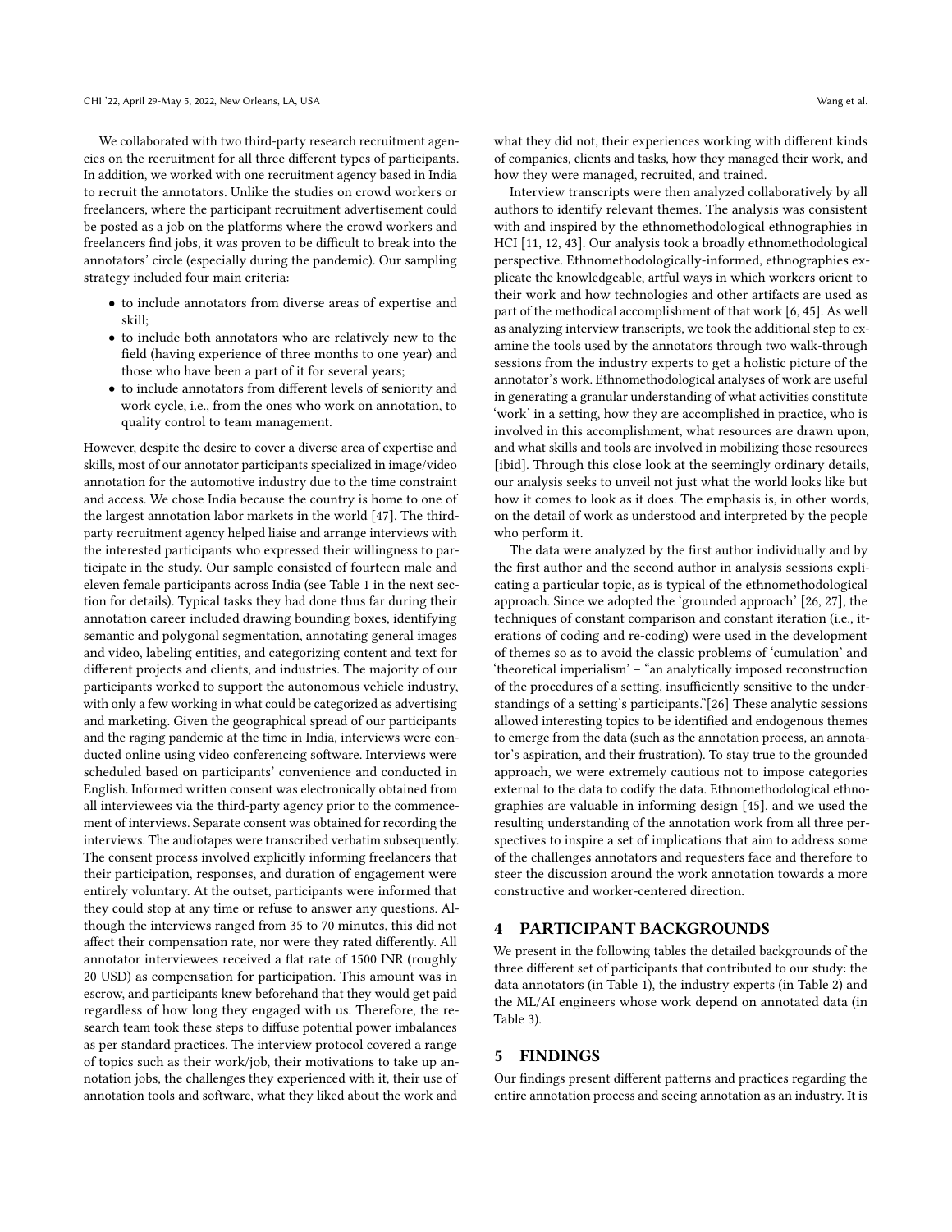We collaborated with two third-party research recruitment agencies on the recruitment for all three different types of participants. In addition, we worked with one recruitment agency based in India to recruit the annotators. Unlike the studies on crowd workers or freelancers, where the participant recruitment advertisement could be posted as a job on the platforms where the crowd workers and freelancers find jobs, it was proven to be difficult to break into the annotators' circle (especially during the pandemic). Our sampling strategy included four main criteria:

- to include annotators from diverse areas of expertise and skill;
- to include both annotators who are relatively new to the field (having experience of three months to one year) and those who have been a part of it for several years;
- to include annotators from different levels of seniority and work cycle, i.e., from the ones who work on annotation, to quality control to team management.

However, despite the desire to cover a diverse area of expertise and skills, most of our annotator participants specialized in image/video annotation for the automotive industry due to the time constraint and access. We chose India because the country is home to one of the largest annotation labor markets in the world [47]. The third-party recruitment agency helped liaise and arrange interviews with the interested participants who expressed their willingness to participate in the study. Our sample consisted of fourteen male and eleven female participants across India (see Table 1 in the next section for details). Typical tasks they had done thus far during their annotation career included drawing bounding boxes, identifying semantic and polygonal segmentation, annotating general images and video, labeling entities, and categorizing content and text for different projects and clients, and industries. The majority of our participants worked to support the autonomous vehicle industry, with only a few working in what could be categorized as advertising and marketing. Given the geographical spread of our participants and the raging pandemic at the time in India, interviews were conducted online using video conferencing software. Interviews were scheduled based on participants' convenience and conducted in English. Informed written consent was electronically obtained from all interviewees via the third-party agency prior to the commencement of interviews. Separate consent was obtained for recording the interviews. The audiotapes were transcribed verbatim subsequently. The consent process involved explicitly informing freelancers that their participation, responses, and duration of engagement were entirely voluntary. At the outset, participants were informed that they could stop at any time or refuse to answer any questions. Although the interviews ranged from 35 to 70 minutes, this did not affect their compensation rate, nor were they rated differently. All annotator interviewees received a flat rate of 1500 INR (roughly 20 USD) as compensation for participation. This amount was in escrow, and participants knew beforehand that they would get paid regardless of how long they engaged with us. Therefore, the research team took these steps to diffuse potential power imbalances as per standard practices. The interview protocol covered a range of topics such as their work/job, their motivations to take up annotation jobs, the challenges they experienced with it, their use of annotation tools and software, what they liked about the work and what they did not, their experiences working with different kinds of companies, clients and tasks, how they managed their work, and how they were managed, recruited, and trained.

Interview transcripts were then analyzed collaboratively by all authors to identify relevant themes. The analysis was consistent with and inspired by the ethnomethodological ethnographies in HCI [11, 12, 43]. Our analysis took a broadly ethnomethodological perspective. Ethnomethodologically-informed, ethnographies explicate the knowledgeable, artful ways in which workers orient to their work and how technologies and other artifacts are used as part of the methodical accomplishment of that work [6, 45]. As well as analyzing interview transcripts, we took the additional step to examine the tools used by the annotators through two walk-through sessions from the industry experts to get a holistic picture of the annotator's work. Ethnomethodological analyses of work are useful in generating a granular understanding of what activities constitute 'work' in a setting, how they are accomplished in practice, who is involved in this accomplishment, what resources are drawn upon, and what skills and tools are involved in mobilizing those resources [ibid]. Through this close look at the seemingly ordinary details, our analysis seeks to unveil not just what the world looks like but how it comes to look as it does. The emphasis is, in other words, on the detail of work as understood and interpreted by the people who perform it.

The data were analyzed by the first author individually and by the first author and the second author in analysis sessions explicating a particular topic, as is typical of the ethnomethodological approach. Since we adopted the 'grounded approach' [26, 27], the techniques of constant comparison and constant iteration (i.e., iterations of coding and re-coding) were used in the development of themes so as to avoid the classic problems of 'cumulation' and 'theoretical imperialism' – "an analytically imposed reconstruction of the procedures of a setting, insufficiently sensitive to the understandings of a setting's participants."[26] These analytic sessions allowed interesting topics to be identified and endogenous themes to emerge from the data (such as the annotation process, an annotator's aspiration, and their frustration). To stay true to the grounded approach, we were extremely cautious not to impose categories external to the data to codify the data. Ethnomethodological ethnographies are valuable in informing design [45], and we used the resulting understanding of the annotation work from all three perspectives to inspire a set of implications that aim to address some of the challenges annotators and requesters face and therefore to steer the discussion around the work annotation towards a more constructive and worker-centered direction.

## 4 PARTICIPANT BACKGROUNDS

We present in the following tables the detailed backgrounds of the three different set of participants that contributed to our study: the data annotators (in Table 1), the industry experts (in Table 2) and the ML/AI engineers whose work depend on annotated data (in Table 3).

## 5 FINDINGS

Our findings present different patterns and practices regarding the entire annotation process and seeing annotation as an industry. It is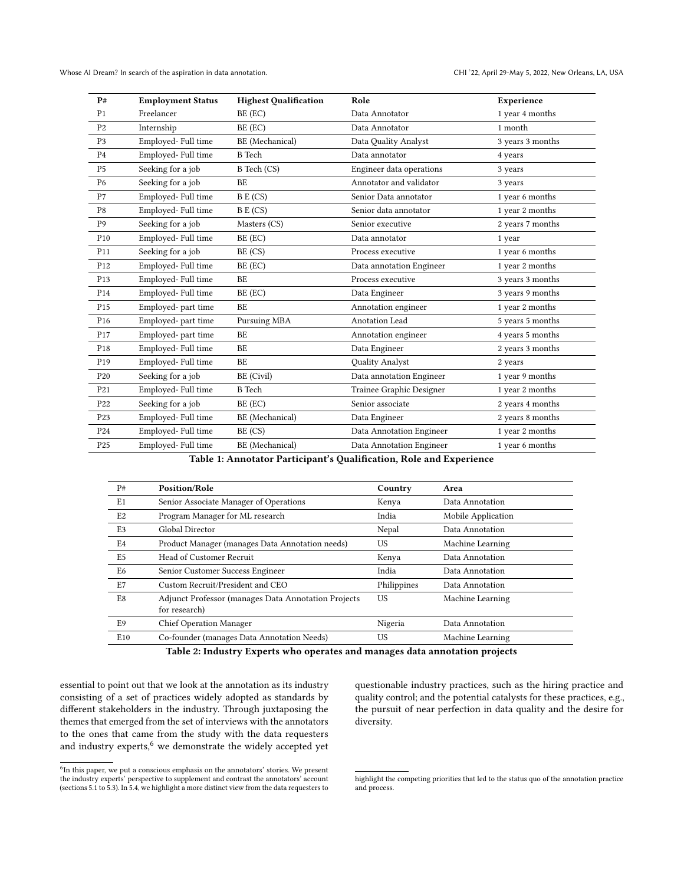| P# | Employment Status | Highest Qualification | Role | Experience |
|---|---|---|---|---|
| P1 | Freelancer | BE (EC) | Data Annotator | 1 year 4 months |
| P2 | Internship | BE (EC) | Data Annotator | 1 month |
| P3 | Employed- Full time | BE (Mechanical) | Data Quality Analyst | 3 years 3 months |
| P4 | Employed- Full time | B Tech | Data annotator | 4 years |
| P5 | Seeking for a job | B Tech (CS) | Engineer data operations | 3 years |
| P6 | Seeking for a job | BE | Annotator and validator | 3 years |
| P7 | Employed- Full time | B E (CS) | Senior Data annotator | 1 year 6 months |
| P8 | Employed- Full time | B E (CS) | Senior data annotator | 1 year 2 months |
| P9 | Seeking for a job | Masters (CS) | Senior executive | 2 years 7 months |
| P10 | Employed- Full time | BE (EC) | Data annotator | 1 year |
| P11 | Seeking for a job | BE (CS) | Process executive | 1 year 6 months |
| P12 | Employed- Full time | BE (EC) | Data annotation Engineer | 1 year 2 months |
| P13 | Employed- Full time | BE | Process executive | 3 years 3 months |
| P14 | Employed- Full time | BE (EC) | Data Engineer | 3 years 9 months |
| P15 | Employed- part time | BE | Annotation engineer | 1 year 2 months |
| P16 | Employed- part time | Pursuing MBA | Anotation Lead | 5 years 5 months |
| P17 | Employed- part time | BE | Annotation engineer | 4 years 5 months |
| P18 | Employed- Full time | BE | Data Engineer | 2 years 3 months |
| P19 | Employed- Full time | BE | Quality Analyst | 2 years |
| P20 | Seeking for a job | BE (Civil) | Data annotation Engineer | 1 year 9 months |
| P21 | Employed- Full time | B Tech | Trainee Graphic Designer | 1 year 2 months |
| P22 | Seeking for a job | BE (EC) | Senior associate | 2 years 4 months |
| P23 | Employed- Full time | BE (Mechanical) | Data Engineer | 2 years 8 months |
| P24 | Employed- Full time | BE (CS) | Data Annotation Engineer | 1 year 2 months |
| P25 | Employed- Full time | BE (Mechanical) | Data Annotation Engineer | 1 year 6 months |

**Table 1: Annotator Participant's Qualification, Role and Experience**

| P# | Position/Role | Country | Area |
|---|---|---|---|
| E1 | Senior Associate Manager of Operations | Kenya | Data Annotation |
| E2 | Program Manager for ML research | India | Mobile Application |
| E3 | Global Director | Nepal | Data Annotation |
| E4 | Product Manager (manages Data Annotation needs) | US | Machine Learning |
| E5 | Head of Customer Recruit | Kenya | Data Annotation |
| E6 | Senior Customer Success Engineer | India | Data Annotation |
| E7 | Custom Recruit/President and CEO | Philippines | Data Annotation |
| E8 | Adjunct Professor (manages Data Annotation Projects for research) | US | Machine Learning |
| E9 | Chief Operation Manager | Nigeria | Data Annotation |
| E10 | Co-founder (manages Data Annotation Needs) | US | Machine Learning |

**Table 2: Industry Experts who operates and manages data annotation projects**

essential to point out that we look at the annotation as its industry consisting of a set of practices widely adopted as standards by different stakeholders in the industry. Through juxtaposing the themes that emerged from the set of interviews with the annotators to the ones that came from the study with the data requesters and industry experts,[6] we demonstrate the widely accepted yet questionable industry practices, such as the hiring practice and quality control; and the potential catalysts for these practices, e.g., the pursuit of near perfection in data quality and the desire for diversity.

[6]In this paper, we put a conscious emphasis on the annotators' stories. We present the industry experts' perspective to supplement and contrast the annotators' account (sections 5.1 to 5.3). In 5.4, we highlight a more distinct view from the data requesters to highlight the competing priorities that led to the status quo of the annotation practice and process.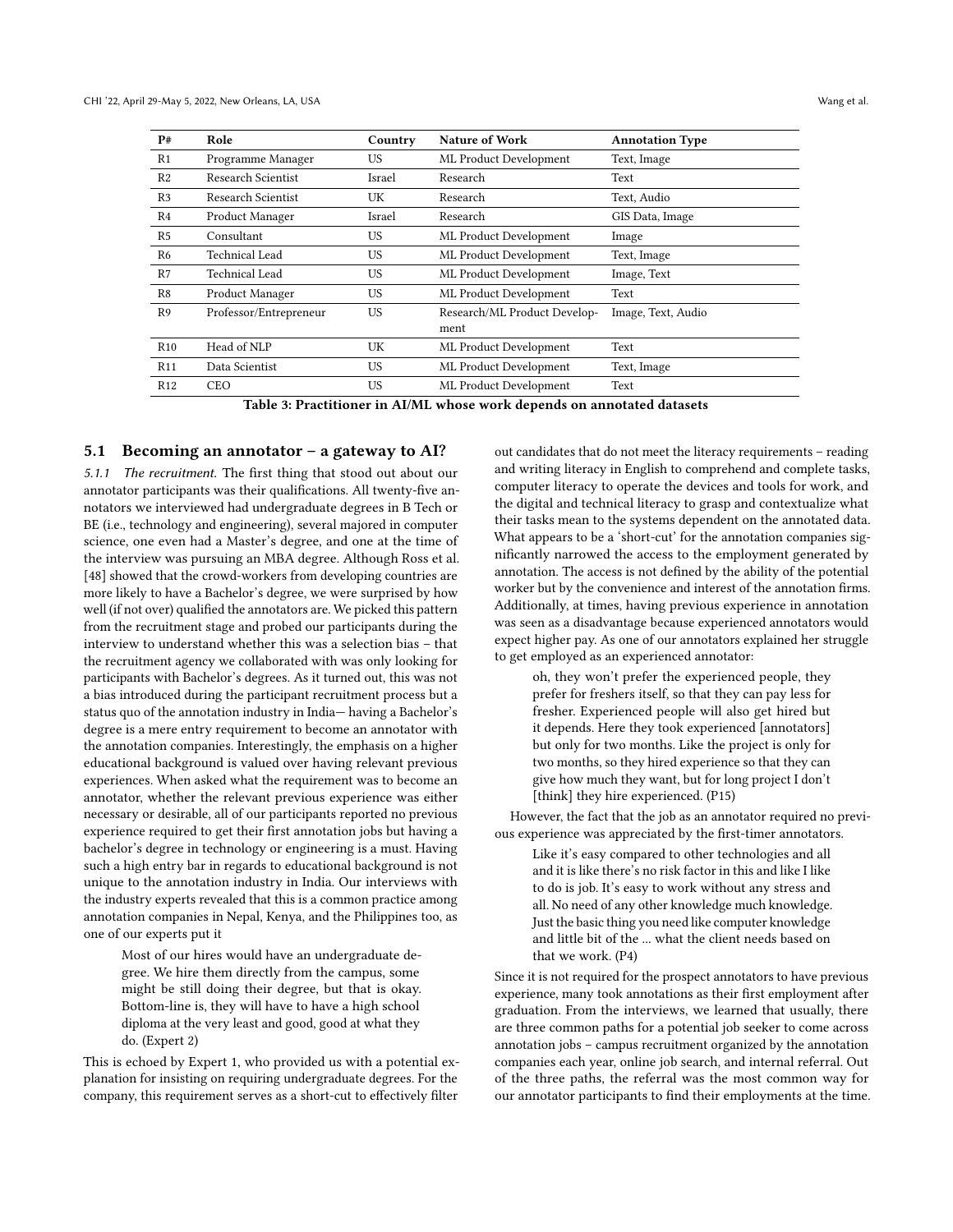| P# | Role | Country | Nature of Work | Annotation Type |
|---|---|---|---|---|
| R1 | Programme Manager | US | ML Product Development | Text, Image |
| R2 | Research Scientist | Israel | Research | Text |
| R3 | Research Scientist | UK | Research | Text, Audio |
| R4 | Product Manager | Israel | Research | GIS Data, Image |
| R5 | Consultant | US | ML Product Development | Image |
| R6 | Technical Lead | US | ML Product Development | Text, Image |
| R7 | Technical Lead | US | ML Product Development | Image, Text |
| R8 | Product Manager | US | ML Product Development | Text |
| R9 | Professor/Entrepreneur | US | Research/ML Product Development | Image, Text, Audio |
| R10 | Head of NLP | UK | ML Product Development | Text |
| R11 | Data Scientist | US | ML Product Development | Text, Image |
| R12 | CEO | US | ML Product Development | Text |

**Table 3: Practitioner in AI/ML whose work depends on annotated datasets**

## 5.1 Becoming an annotator – a gateway to AI?

*5.1.1 The recruitment.* The first thing that stood out about our annotator participants was their qualifications. All twenty-five annotators we interviewed had undergraduate degrees in B Tech or BE (i.e., technology and engineering), several majored in computer science, one even had a Master's degree, and one at the time of the interview was pursuing an MBA degree. Although Ross et al. [48] showed that the crowd-workers from developing countries are more likely to have a Bachelor's degree, we were surprised by how well (if not over) qualified the annotators are. We picked this pattern from the recruitment stage and probed our participants during the interview to understand whether this was a selection bias – that the recruitment agency we collaborated with was only looking for participants with Bachelor's degrees. As it turned out, this was not a bias introduced during the participant recruitment process but a status quo of the annotation industry in India— having a Bachelor's degree is a mere entry requirement to become an annotator with the annotation companies. Interestingly, the emphasis on a higher educational background is valued over having relevant previous experiences. When asked what the requirement was to become an annotator, whether the relevant previous experience was either necessary or desirable, all of our participants reported no previous experience required to get their first annotation jobs but having a bachelor's degree in technology or engineering is a must. Having such a high entry bar in regards to educational background is not unique to the annotation industry in India. Our interviews with the industry experts revealed that this is a common practice among annotation companies in Nepal, Kenya, and the Philippines too, as one of our experts put it

> Most of our hires would have an undergraduate degree. We hire them directly from the campus, some might be still doing their degree, but that is okay. Bottom-line is, they will have to have a high school diploma at the very least and good, good at what they do. (Expert 2)

This is echoed by Expert 1, who provided us with a potential explanation for insisting on requiring undergraduate degrees. For the company, this requirement serves as a short-cut to effectively filter out candidates that do not meet the literacy requirements – reading and writing literacy in English to comprehend and complete tasks, computer literacy to operate the devices and tools for work, and the digital and technical literacy to grasp and contextualize what their tasks mean to the systems dependent on the annotated data. What appears to be a 'short-cut' for the annotation companies significantly narrowed the access to the employment generated by annotation. The access is not defined by the ability of the potential worker but by the convenience and interest of the annotation firms. Additionally, at times, having previous experience in annotation was seen as a disadvantage because experienced annotators would expect higher pay. As one of our annotators explained her struggle to get employed as an experienced annotator:

> oh, they won't prefer the experienced people, they prefer for freshers itself, so that they can pay less for fresher. Experienced people will also get hired but it depends. Here they took experienced [annotators] but only for two months. Like the project is only for two months, so they hired experience so that they can give how much they want, but for long project I don't [think] they hire experienced. (P15)

However, the fact that the job as an annotator required no previous experience was appreciated by the first-timer annotators.

> Like it's easy compared to other technologies and all and it is like there's no risk factor in this and like I like to do is job. It's easy to work without any stress and all. No need of any other knowledge much knowledge. Just the basic thing you need like computer knowledge and little bit of the ... what the client needs based on that we work. (P4)

Since it is not required for the prospect annotators to have previous experience, many took annotations as their first employment after graduation. From the interviews, we learned that usually, there are three common paths for a potential job seeker to come across annotation jobs – campus recruitment organized by the annotation companies each year, online job search, and internal referral. Out of the three paths, the referral was the most common way for our annotator participants to find their employments at the time.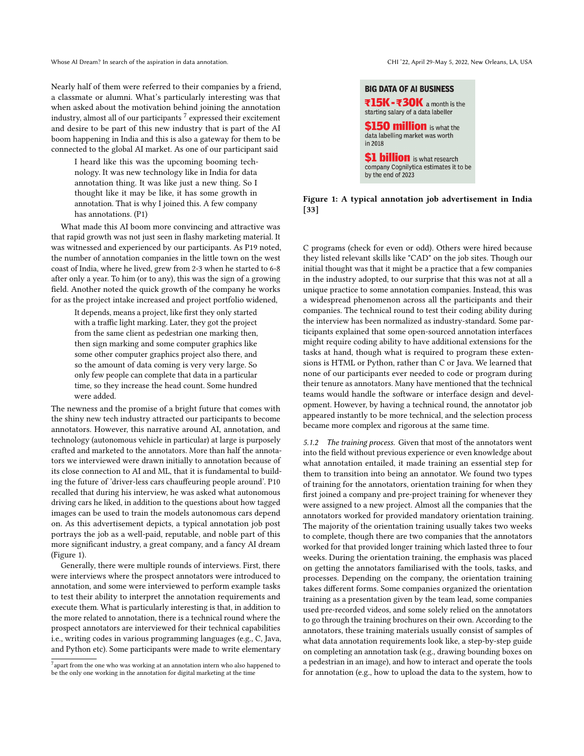Nearly half of them were referred to their companies by a friend, a classmate or alumni. What's particularly interesting was that when asked about the motivation behind joining the annotation industry, almost all of our participants [7] expressed their excitement and desire to be part of this new industry that is part of the AI boom happening in India and this is also a gateway for them to be connected to the global AI market. As one of our participant said

> I heard like this was the upcoming booming technology. It was new technology like in India for data annotation thing. It was like just a new thing. So I thought like it may be like, it has some growth in annotation. That is why I joined this. A few company has annotations. (P1)

What made this AI boom more convincing and attractive was that rapid growth was not just seen in flashy marketing material. It was witnessed and experienced by our participants. As P19 noted, the number of annotation companies in the little town on the west coast of India, where he lived, grew from 2-3 when he started to 6-8 after only a year. To him (or to any), this was the sign of a growing field. Another noted the quick growth of the company he works for as the project intake increased and project portfolio widened,

> It depends, means a project, like first they only started with a traffic light marking. Later, they got the project from the same client as pedestrian one marking then, then sign marking and some computer graphics like some other computer graphics project also there, and so the amount of data coming is very very large. So only few people can complete that data in a particular time, so they increase the head count. Some hundred were added.

The newness and the promise of a bright future that comes with the shiny new tech industry attracted our participants to become annotators. However, this narrative around AI, annotation, and technology (autonomous vehicle in particular) at large is purposely crafted and marketed to the annotators. More than half the annotators we interviewed were drawn initially to annotation because of its close connection to AI and ML, that it is fundamental to building the future of 'driver-less cars chauffeuring people around'. P10 recalled that during his interview, he was asked what autonomous driving cars he liked, in addition to the questions about how tagged images can be used to train the models autonomous cars depend on. As this advertisement depicts, a typical annotation job post portrays the job as a well-paid, reputable, and noble part of this more significant industry, a great company, and a fancy AI dream (Figure 1).

Generally, there were multiple rounds of interviews. First, there were interviews where the prospect annotators were introduced to annotation, and some were interviewed to perform example tasks to test their ability to interpret the annotation requirements and execute them. What is particularly interesting is that, in addition to the more related to annotation, there is a technical round where the prospect annotators are interviewed for their technical capabilities i.e., writing codes in various programming languages (e.g., C, Java, and Python etc). Some participants were made to write elementary

**BIG DATA OF AI BUSINESS**

**₹15K-₹30K** a month is the starting salary of a data labeller

**$150 million** is what the data labelling market was worth in 2018

**$1 billion** is what research company Cognilytica estimates it to be by the end of 2023

**Figure 1: A typical annotation job advertisement in India [33]**

C programs (check for even or odd). Others were hired because they listed relevant skills like "CAD" on the job sites. Though our initial thought was that it might be a practice that a few companies in the industry adopted, to our surprise that this was not at all a unique practice to some annotation companies. Instead, this was a widespread phenomenon across all the participants and their companies. The technical round to test their coding ability during the interview has been normalized as industry-standard. Some participants explained that some open-sourced annotation interfaces might require coding ability to have additional extensions for the tasks at hand, though what is required to program these extensions is HTML or Python, rather than C or Java. We learned that none of our participants ever needed to code or program during their tenure as annotators. Many have mentioned that the technical teams would handle the software or interface design and development. However, by having a technical round, the annotator job appeared instantly to be more technical, and the selection process became more complex and rigorous at the same time.

*5.1.2 The training process.* Given that most of the annotators went into the field without previous experience or even knowledge about what annotation entailed, it made training an essential step for them to transition into being an annotator. We found two types of training for the annotators, orientation training for when they first joined a company and pre-project training for whenever they were assigned to a new project. Almost all the companies that the annotators worked for provided mandatory orientation training. The majority of the orientation training usually takes two weeks to complete, though there are two companies that the annotators worked for that provided longer training which lasted three to four weeks. During the orientation training, the emphasis was placed on getting the annotators familiarised with the tools, tasks, and processes. Depending on the company, the orientation training takes different forms. Some companies organized the orientation training as a presentation given by the team lead, some companies used pre-recorded videos, and some solely relied on the annotators to go through the training brochures on their own. According to the annotators, these training materials usually consist of samples of what data annotation requirements look like, a step-by-step guide on completing an annotation task (e.g., drawing bounding boxes on a pedestrian in an image), and how to interact and operate the tools for annotation (e.g., how to upload the data to the system, how to

[7] apart from the one who was working at an annotation intern who also happened to be the only one working in the annotation for digital marketing at the time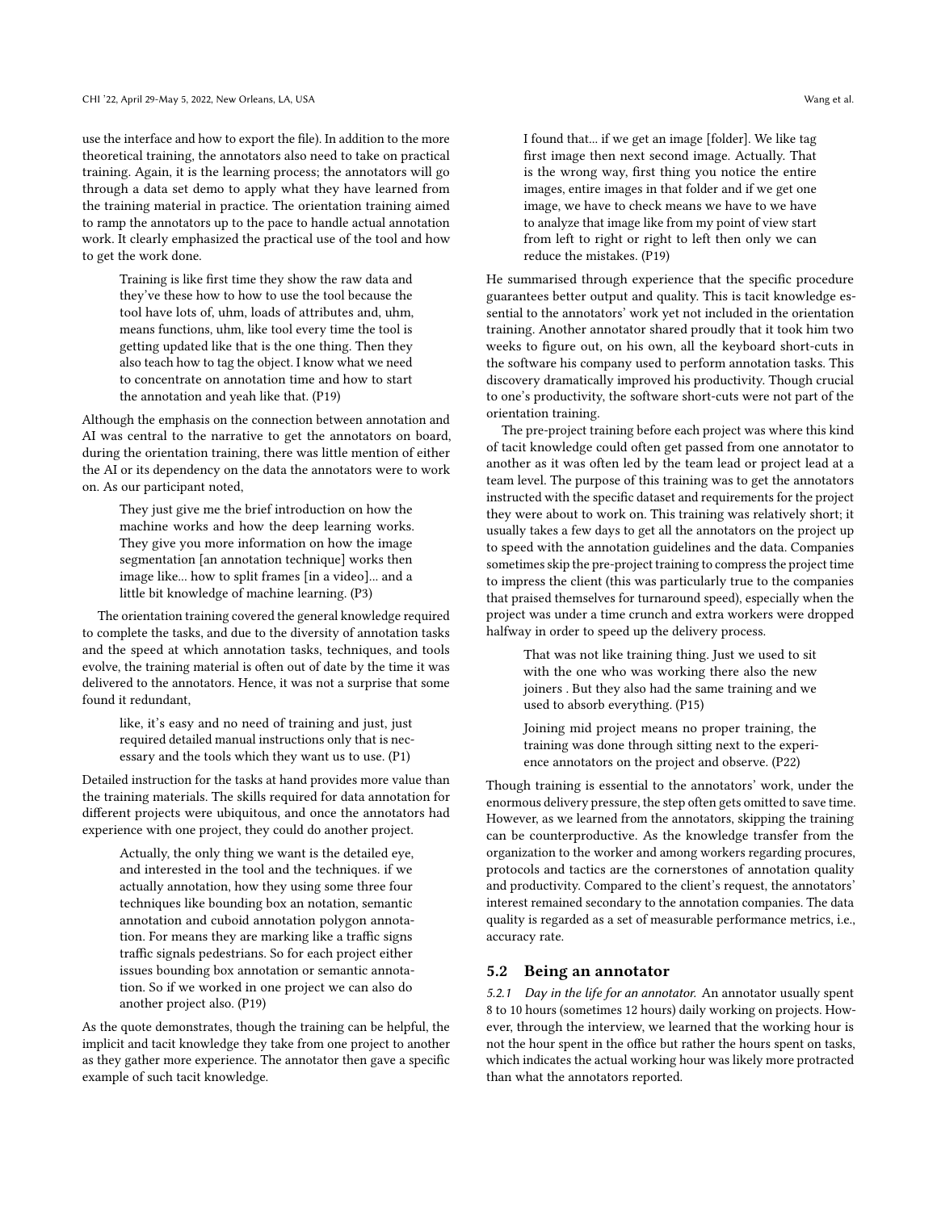use the interface and how to export the file). In addition to the more theoretical training, the annotators also need to take on practical training. Again, it is the learning process; the annotators will go through a data set demo to apply what they have learned from the training material in practice. The orientation training aimed to ramp the annotators up to the pace to handle actual annotation work. It clearly emphasized the practical use of the tool and how to get the work done.

> Training is like first time they show the raw data and they've these how to how to use the tool because the tool have lots of, uhm, loads of attributes and, uhm, means functions, uhm, like tool every time the tool is getting updated like that is the one thing. Then they also teach how to tag the object. I know what we need to concentrate on annotation time and how to start the annotation and yeah like that. (P19)

Although the emphasis on the connection between annotation and AI was central to the narrative to get the annotators on board, during the orientation training, there was little mention of either the AI or its dependency on the data the annotators were to work on. As our participant noted,

> They just give me the brief introduction on how the machine works and how the deep learning works. They give you more information on how the image segmentation [an annotation technique] works then image like... how to split frames [in a video]... and a little bit knowledge of machine learning. (P3)

The orientation training covered the general knowledge required to complete the tasks, and due to the diversity of annotation tasks and the speed at which annotation tasks, techniques, and tools evolve, the training material is often out of date by the time it was delivered to the annotators. Hence, it was not a surprise that some found it redundant,

> like, it's easy and no need of training and just, just required detailed manual instructions only that is necessary and the tools which they want us to use. (P1)

Detailed instruction for the tasks at hand provides more value than the training materials. The skills required for data annotation for different projects were ubiquitous, and once the annotators had experience with one project, they could do another project.

> Actually, the only thing we want is the detailed eye, and interested in the tool and the techniques. if we actually annotation, how they using some three four techniques like bounding box an notation, semantic annotation and cuboid annotation polygon annotation. For means they are marking like a traffic signs traffic signals pedestrians. So for each project either issues bounding box annotation or semantic annotation. So if we worked in one project we can also do another project also. (P19)

As the quote demonstrates, though the training can be helpful, the implicit and tacit knowledge they take from one project to another as they gather more experience. The annotator then gave a specific example of such tacit knowledge.

> I found that... if we get an image [folder]. We like tag first image then next second image. Actually. That is the wrong way, first thing you notice the entire images, entire images in that folder and if we get one image, we have to check means we have to we have to analyze that image like from my point of view start from left to right or right to left then only we can reduce the mistakes. (P19)

He summarised through experience that the specific procedure guarantees better output and quality. This is tacit knowledge essential to the annotators' work yet not included in the orientation training. Another annotator shared proudly that it took him two weeks to figure out, on his own, all the keyboard short-cuts in the software his company used to perform annotation tasks. This discovery dramatically improved his productivity. Though crucial to one's productivity, the software short-cuts were not part of the orientation training.

The pre-project training before each project was where this kind of tacit knowledge could often get passed from one annotator to another as it was often led by the team lead or project lead at a team level. The purpose of this training was to get the annotators instructed with the specific dataset and requirements for the project they were about to work on. This training was relatively short; it usually takes a few days to get all the annotators on the project up to speed with the annotation guidelines and the data. Companies sometimes skip the pre-project training to compress the project time to impress the client (this was particularly true to the companies that praised themselves for turnaround speed), especially when the project was under a time crunch and extra workers were dropped halfway in order to speed up the delivery process.

> That was not like training thing. Just we used to sit with the one who was working there also the new joiners . But they also had the same training and we used to absorb everything. (P15)

> Joining mid project means no proper training, the training was done through sitting next to the experience annotators on the project and observe. (P22)

Though training is essential to the annotators' work, under the enormous delivery pressure, the step often gets omitted to save time. However, as we learned from the annotators, skipping the training can be counterproductive. As the knowledge transfer from the organization to the worker and among workers regarding procures, protocols and tactics are the cornerstones of annotation quality and productivity. Compared to the client's request, the annotators' interest remained secondary to the annotation companies. The data quality is regarded as a set of measurable performance metrics, i.e., accuracy rate.

## 5.2 Being an annotator

*5.2.1 Day in the life for an annotator.* An annotator usually spent 8 to 10 hours (sometimes 12 hours) daily working on projects. However, through the interview, we learned that the working hour is not the hour spent in the office but rather the hours spent on tasks, which indicates the actual working hour was likely more protracted than what the annotators reported.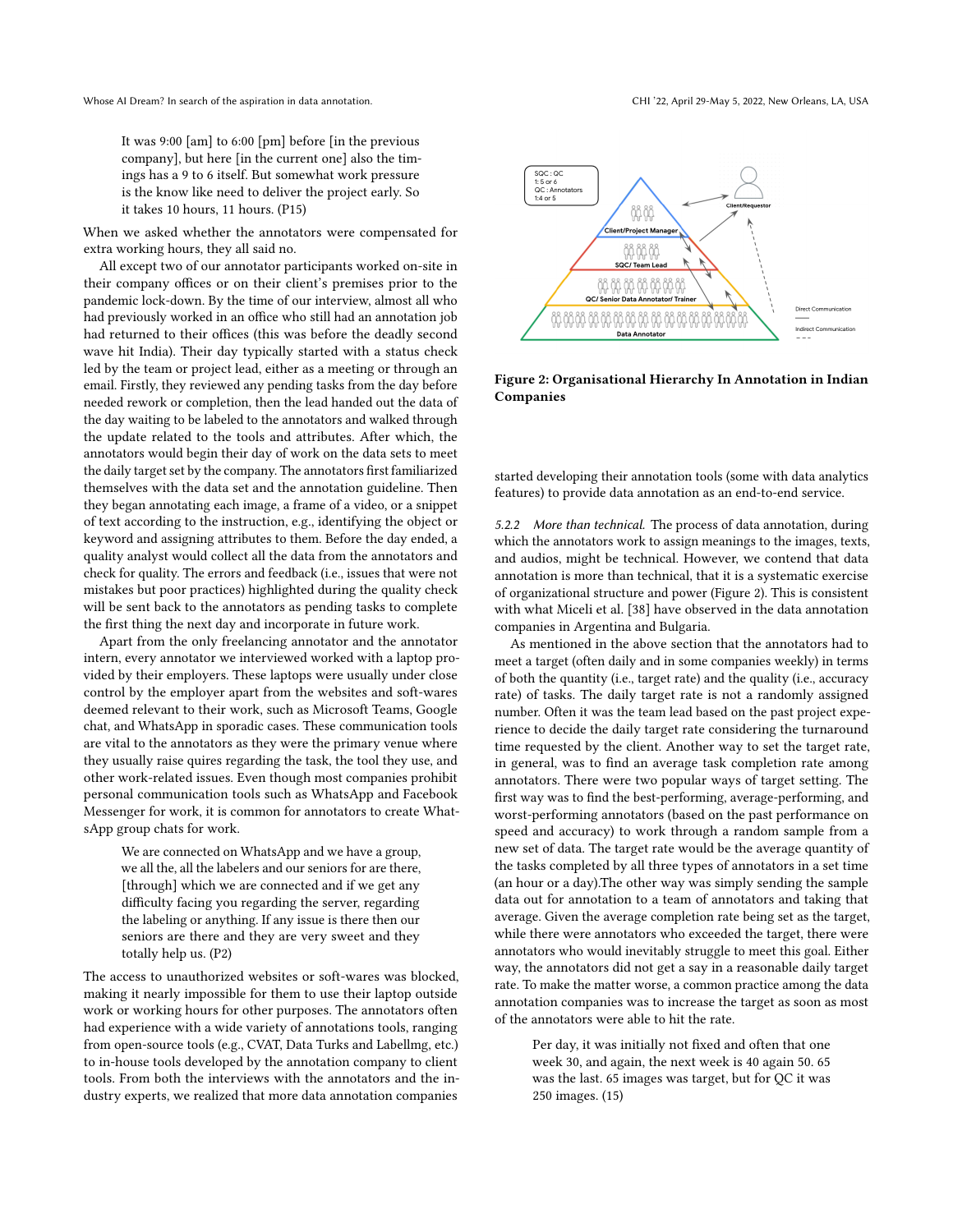> It was 9:00 [am] to 6:00 [pm] before [in the previous company], but here [in the current one] also the timings has a 9 to 6 itself. But somewhat work pressure is the know like need to deliver the project early. So it takes 10 hours, 11 hours. (P15)

When we asked whether the annotators were compensated for extra working hours, they all said no.

All except two of our annotator participants worked on-site in their company offices or on their client's premises prior to the pandemic lock-down. By the time of our interview, almost all who had previously worked in an office who still had an annotation job had returned to their offices (this was before the deadly second wave hit India). Their day typically started with a status check led by the team or project lead, either as a meeting or through an email. Firstly, they reviewed any pending tasks from the day before needed rework or completion, then the lead handed out the data of the day waiting to be labeled to the annotators and walked through the update related to the tools and attributes. After which, the annotators would begin their day of work on the data sets to meet the daily target set by the company. The annotators first familiarized themselves with the data set and the annotation guideline. Then they began annotating each image, a frame of a video, or a snippet of text according to the instruction, e.g., identifying the object or keyword and assigning attributes to them. Before the day ended, a quality analyst would collect all the data from the annotators and check for quality. The errors and feedback (i.e., issues that were not mistakes but poor practices) highlighted during the quality check will be sent back to the annotators as pending tasks to complete the first thing the next day and incorporate in future work.

Apart from the only freelancing annotator and the annotator intern, every annotator we interviewed worked with a laptop provided by their employers. These laptops were usually under close control by the employer apart from the websites and soft-wares deemed relevant to their work, such as Microsoft Teams, Google chat, and WhatsApp in sporadic cases. These communication tools are vital to the annotators as they were the primary venue where they usually raise quires regarding the task, the tool they use, and other work-related issues. Even though most companies prohibit personal communication tools such as WhatsApp and Facebook Messenger for work, it is common for annotators to create WhatsApp group chats for work.

> We are connected on WhatsApp and we have a group, we all the, all the labelers and our seniors for are there, [through] which we are connected and if we get any difficulty facing you regarding the server, regarding the labeling or anything. If any issue is there then our seniors are there and they are very sweet and they totally help us. (P2)

The access to unauthorized websites or soft-wares was blocked, making it nearly impossible for them to use their laptop outside work or working hours for other purposes. The annotators often had experience with a wide variety of annotations tools, ranging from open-source tools (e.g., CVAT, Data Turks and Labellmg, etc.) to in-house tools developed by the annotation company to client tools. From both the interviews with the annotators and the industry experts, we realized that more data annotation companies started developing their annotation tools (some with data analytics features) to provide data annotation as an end-to-end service.

**Figure 2: Organisational Hierarchy In Annotation in Indian Companies**

*5.2.2 More than technical.* The process of data annotation, during which the annotators work to assign meanings to the images, texts, and audios, might be technical. However, we contend that data annotation is more than technical, that it is a systematic exercise of organizational structure and power (Figure 2). This is consistent with what Miceli et al. [38] have observed in the data annotation companies in Argentina and Bulgaria.

As mentioned in the above section that the annotators had to meet a target (often daily and in some companies weekly) in terms of both the quantity (i.e., target rate) and the quality (i.e., accuracy rate) of tasks. The daily target rate is not a randomly assigned number. Often it was the team lead based on the past project experience to decide the daily target rate considering the turnaround time requested by the client. Another way to set the target rate, in general, was to find an average task completion rate among annotators. There were two popular ways of target setting. The first way was to find the best-performing, average-performing, and worst-performing annotators (based on the past performance on speed and accuracy) to work through a random sample from a new set of data. The target rate would be the average quantity of the tasks completed by all three types of annotators in a set time (an hour or a day).The other way was simply sending the sample data out for annotation to a team of annotators and taking that average. Given the average completion rate being set as the target, while there were annotators who exceeded the target, there were annotators who would inevitably struggle to meet this goal. Either way, the annotators did not get a say in a reasonable daily target rate. To make the matter worse, a common practice among the data annotation companies was to increase the target as soon as most of the annotators were able to hit the rate.

> Per day, it was initially not fixed and often that one week 30, and again, the next week is 40 again 50. 65 was the last. 65 images was target, but for QC it was 250 images. (15)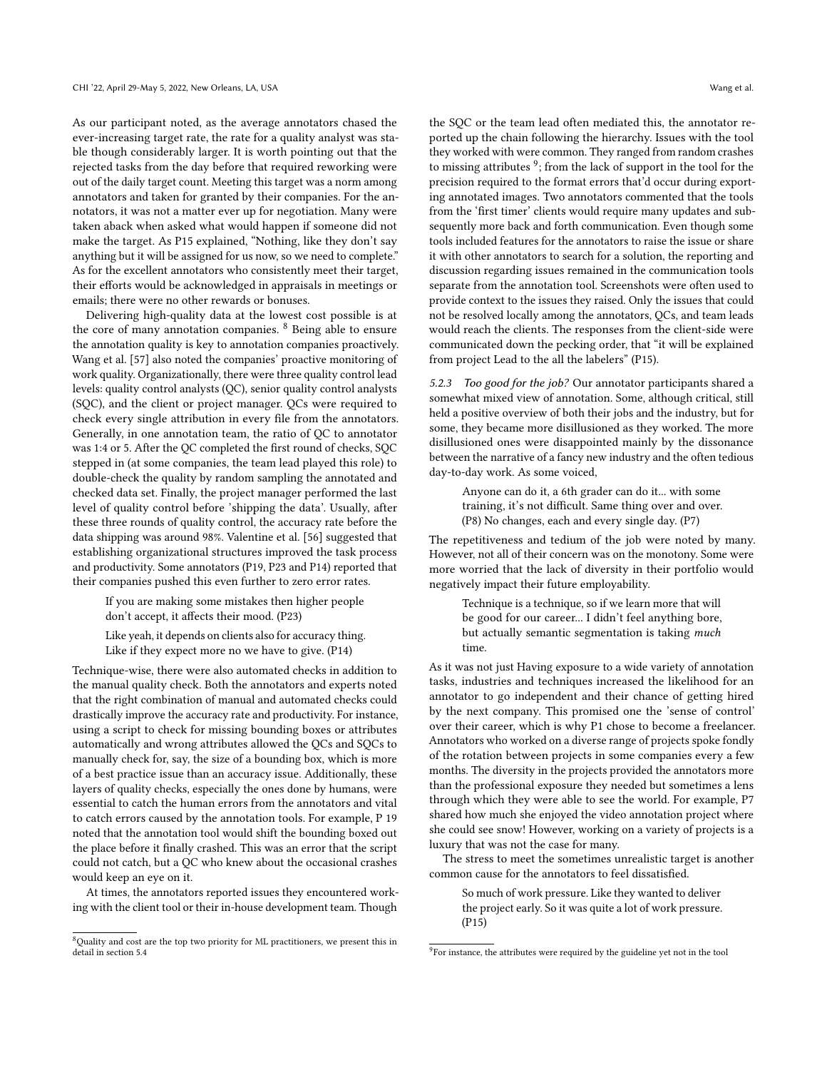As our participant noted, as the average annotators chased the ever-increasing target rate, the rate for a quality analyst was stable though considerably larger. It is worth pointing out that the rejected tasks from the day before that required reworking were out of the daily target count. Meeting this target was a norm among annotators and taken for granted by their companies. For the annotators, it was not a matter ever up for negotiation. Many were taken aback when asked what would happen if someone did not make the target. As P15 explained, "Nothing, like they don't say anything but it will be assigned for us now, so we need to complete." As for the excellent annotators who consistently meet their target, their efforts would be acknowledged in appraisals in meetings or emails; there were no other rewards or bonuses.

Delivering high-quality data at the lowest cost possible is at the core of many annotation companies. [8] Being able to ensure the annotation quality is key to annotation companies proactively. Wang et al. [57] also noted the companies' proactive monitoring of work quality. Organizationally, there were three quality control lead levels: quality control analysts (QC), senior quality control analysts (SQC), and the client or project manager. QCs were required to check every single attribution in every file from the annotators. Generally, in one annotation team, the ratio of QC to annotator was 1:4 or 5. After the QC completed the first round of checks, SQC stepped in (at some companies, the team lead played this role) to double-check the quality by random sampling the annotated and checked data set. Finally, the project manager performed the last level of quality control before 'shipping the data'. Usually, after these three rounds of quality control, the accuracy rate before the data shipping was around 98%. Valentine et al. [56] suggested that establishing organizational structures improved the task process and productivity. Some annotators (P19, P23 and P14) reported that their companies pushed this even further to zero error rates.

> If you are making some mistakes then higher people don't accept, it affects their mood. (P23)
>
> Like yeah, it depends on clients also for accuracy thing. Like if they expect more no we have to give. (P14)

Technique-wise, there were also automated checks in addition to the manual quality check. Both the annotators and experts noted that the right combination of manual and automated checks could drastically improve the accuracy rate and productivity. For instance, using a script to check for missing bounding boxes or attributes automatically and wrong attributes allowed the QCs and SQCs to manually check for, say, the size of a bounding box, which is more of a best practice issue than an accuracy issue. Additionally, these layers of quality checks, especially the ones done by humans, were essential to catch the human errors from the annotators and vital to catch errors caused by the annotation tools. For example, P 19 noted that the annotation tool would shift the bounding boxed out the place before it finally crashed. This was an error that the script could not catch, but a QC who knew about the occasional crashes would keep an eye on it.

At times, the annotators reported issues they encountered working with the client tool or their in-house development team. Though the SQC or the team lead often mediated this, the annotator reported up the chain following the hierarchy. Issues with the tool they worked with were common. They ranged from random crashes to missing attributes [9]; from the lack of support in the tool for the precision required to the format errors that'd occur during exporting annotated images. Two annotators commented that the tools from the 'first timer' clients would require many updates and subsequently more back and forth communication. Even though some tools included features for the annotators to raise the issue or share it with other annotators to search for a solution, the reporting and discussion regarding issues remained in the communication tools separate from the annotation tool. Screenshots were often used to provide context to the issues they raised. Only the issues that could not be resolved locally among the annotators, QCs, and team leads would reach the clients. The responses from the client-side were communicated down the pecking order, that "it will be explained from project Lead to the all the labelers" (P15).

#### 5.2.3 *Too good for the job?*

Our annotator participants shared a somewhat mixed view of annotation. Some, although critical, still held a positive overview of both their jobs and the industry, but for some, they became more disillusioned as they worked. The more disillusioned ones were disappointed mainly by the dissonance between the narrative of a fancy new industry and the often tedious day-to-day work. As some voiced,

> Anyone can do it, a 6th grader can do it... with some training, it's not difficult. Same thing over and over. (P8) No changes, each and every single day. (P7)

The repetitiveness and tedium of the job were noted by many. However, not all of their concern was on the monotony. Some were more worried that the lack of diversity in their portfolio would negatively impact their future employability.

> Technique is a technique, so if we learn more that will be good for our career... I didn't feel anything bore, but actually semantic segmentation is taking *much* time.

As it was not just Having exposure to a wide variety of annotation tasks, industries and techniques increased the likelihood for an annotator to go independent and their chance of getting hired by the next company. This promised one the 'sense of control' over their career, which is why P1 chose to become a freelancer. Annotators who worked on a diverse range of projects spoke fondly of the rotation between projects in some companies every a few months. The diversity in the projects provided the annotators more than the professional exposure they needed but sometimes a lens through which they were able to see the world. For example, P7 shared how much she enjoyed the video annotation project where she could see snow! However, working on a variety of projects is a luxury that was not the case for many.

The stress to meet the sometimes unrealistic target is another common cause for the annotators to feel dissatisfied.

> So much of work pressure. Like they wanted to deliver the project early. So it was quite a lot of work pressure. (P15)

[8] Quality and cost are the top two priority for ML practitioners, we present this in detail in section 5.4

[9] For instance, the attributes were required by the guideline yet not in the tool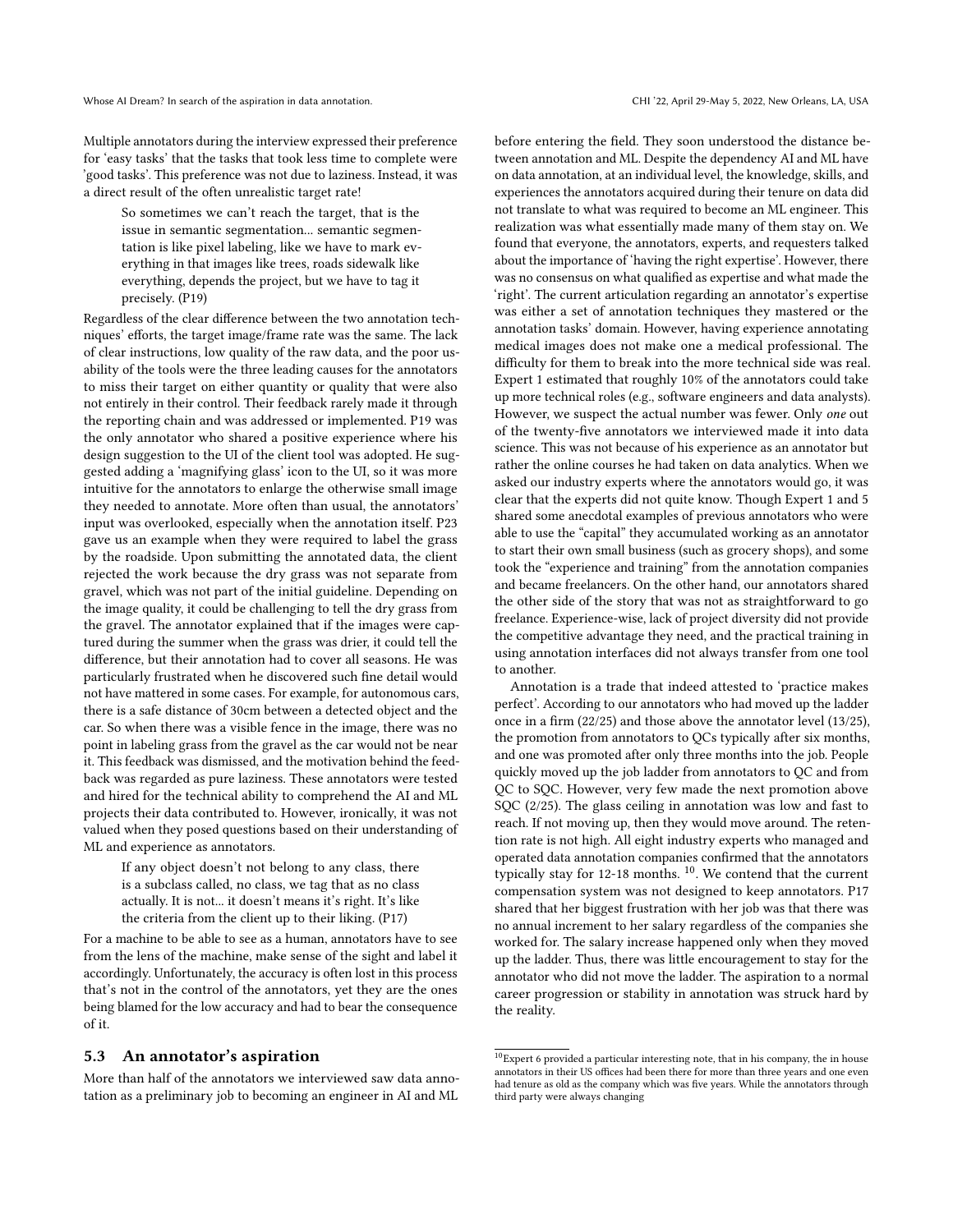Multiple annotators during the interview expressed their preference for 'easy tasks' that the tasks that took less time to complete were 'good tasks'. This preference was not due to laziness. Instead, it was a direct result of the often unrealistic target rate!

> So sometimes we can't reach the target, that is the issue in semantic segmentation... semantic segmentation is like pixel labeling, like we have to mark everything in that images like trees, roads sidewalk like everything, depends the project, but we have to tag it precisely. (P19)

Regardless of the clear difference between the two annotation techniques' efforts, the target image/frame rate was the same. The lack of clear instructions, low quality of the raw data, and the poor usability of the tools were the three leading causes for the annotators to miss their target on either quantity or quality that were also not entirely in their control. Their feedback rarely made it through the reporting chain and was addressed or implemented. P19 was the only annotator who shared a positive experience where his design suggestion to the UI of the client tool was adopted. He suggested adding a 'magnifying glass' icon to the UI, so it was more intuitive for the annotators to enlarge the otherwise small image they needed to annotate. More often than usual, the annotators' input was overlooked, especially when the annotation itself. P23 gave us an example when they were required to label the grass by the roadside. Upon submitting the annotated data, the client rejected the work because the dry grass was not separate from gravel, which was not part of the initial guideline. Depending on the image quality, it could be challenging to tell the dry grass from the gravel. The annotator explained that if the images were captured during the summer when the grass was drier, it could tell the difference, but their annotation had to cover all seasons. He was particularly frustrated when he discovered such fine detail would not have mattered in some cases. For example, for autonomous cars, there is a safe distance of 30cm between a detected object and the car. So when there was a visible fence in the image, there was no point in labeling grass from the gravel as the car would not be near it. This feedback was dismissed, and the motivation behind the feedback was regarded as pure laziness. These annotators were tested and hired for the technical ability to comprehend the AI and ML projects their data contributed to. However, ironically, it was not valued when they posed questions based on their understanding of ML and experience as annotators.

> If any object doesn't not belong to any class, there is a subclass called, no class, we tag that as no class actually. It is not... it doesn't means it's right. It's like the criteria from the client up to their liking. (P17)

For a machine to be able to see as a human, annotators have to see from the lens of the machine, make sense of the sight and label it accordingly. Unfortunately, the accuracy is often lost in this process that's not in the control of the annotators, yet they are the ones being blamed for the low accuracy and had to bear the consequence of it.

## 5.3 An annotator's aspiration

More than half of the annotators we interviewed saw data annotation as a preliminary job to becoming an engineer in AI and ML before entering the field. They soon understood the distance between annotation and ML. Despite the dependency AI and ML have on data annotation, at an individual level, the knowledge, skills, and experiences the annotators acquired during their tenure on data did not translate to what was required to become an ML engineer. This realization was what essentially made many of them stay on. We found that everyone, the annotators, experts, and requesters talked about the importance of 'having the right expertise'. However, there was no consensus on what qualified as expertise and what made the 'right'. The current articulation regarding an annotator's expertise was either a set of annotation techniques they mastered or the annotation tasks' domain. However, having experience annotating medical images does not make one a medical professional. The difficulty for them to break into the more technical side was real. Expert 1 estimated that roughly 10% of the annotators could take up more technical roles (e.g., software engineers and data analysts). However, we suspect the actual number was fewer. Only *one* out of the twenty-five annotators we interviewed made it into data science. This was not because of his experience as an annotator but rather the online courses he had taken on data analytics. When we asked our industry experts where the annotators would go, it was clear that the experts did not quite know. Though Expert 1 and 5 shared some anecdotal examples of previous annotators who were able to use the "capital" they accumulated working as an annotator to start their own small business (such as grocery shops), and some took the "experience and training" from the annotation companies and became freelancers. On the other hand, our annotators shared the other side of the story that was not as straightforward to go freelance. Experience-wise, lack of project diversity did not provide the competitive advantage they need, and the practical training in using annotation interfaces did not always transfer from one tool to another.

Annotation is a trade that indeed attested to 'practice makes perfect'. According to our annotators who had moved up the ladder once in a firm (22/25) and those above the annotator level (13/25), the promotion from annotators to QCs typically after six months, and one was promoted after only three months into the job. People quickly moved up the job ladder from annotators to QC and from QC to SQC. However, very few made the next promotion above SQC (2/25). The glass ceiling in annotation was low and fast to reach. If not moving up, then they would move around. The retention rate is not high. All eight industry experts who managed and operated data annotation companies confirmed that the annotators typically stay for 12-18 months. [10]. We contend that the current compensation system was not designed to keep annotators. P17 shared that her biggest frustration with her job was that there was no annual increment to her salary regardless of the companies she worked for. The salary increase happened only when they moved up the ladder. Thus, there was little encouragement to stay for the annotator who did not move the ladder. The aspiration to a normal career progression or stability in annotation was struck hard by the reality.

[10] Expert 6 provided a particular interesting note, that in his company, the in house annotators in their US offices had been there for more than three years and one even had tenure as old as the company which was five years. While the annotators through third party were always changing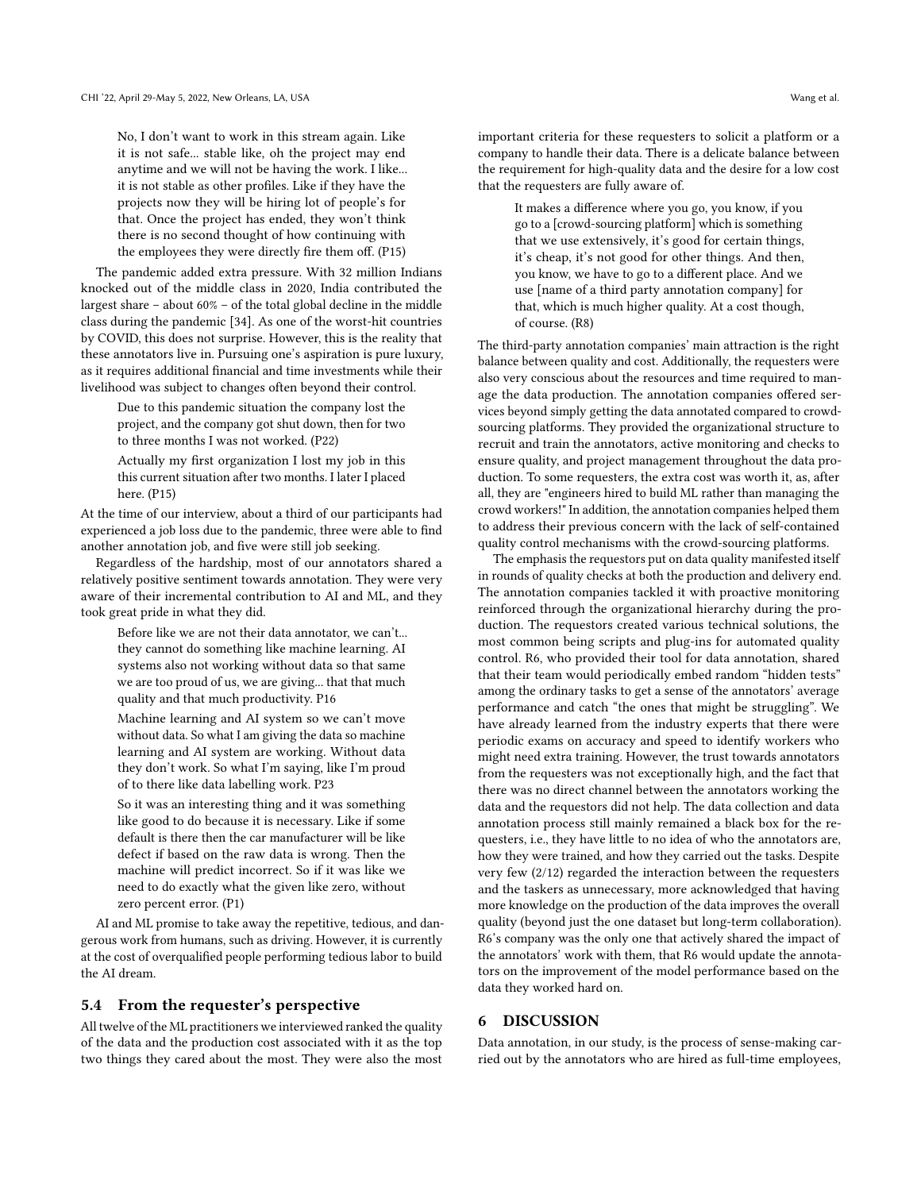> No, I don't want to work in this stream again. Like it is not safe... stable like, oh the project may end anytime and we will not be having the work. I like... it is not stable as other profiles. Like if they have the projects now they will be hiring lot of people's for that. Once the project has ended, they won't think there is no second thought of how continuing with the employees they were directly fire them off. (P15)

The pandemic added extra pressure. With 32 million Indians knocked out of the middle class in 2020, India contributed the largest share – about 60% – of the total global decline in the middle class during the pandemic [34]. As one of the worst-hit countries by COVID, this does not surprise. However, this is the reality that these annotators live in. Pursuing one's aspiration is pure luxury, as it requires additional financial and time investments while their livelihood was subject to changes often beyond their control.

> Due to this pandemic situation the company lost the project, and the company got shut down, then for two to three months I was not worked. (P22)

> Actually my first organization I lost my job in this this current situation after two months. I later I placed here. (P15)

At the time of our interview, about a third of our participants had experienced a job loss due to the pandemic, three were able to find another annotation job, and five were still job seeking.

Regardless of the hardship, most of our annotators shared a relatively positive sentiment towards annotation. They were very aware of their incremental contribution to AI and ML, and they took great pride in what they did.

> Before like we are not their data annotator, we can't... they cannot do something like machine learning. AI systems also not working without data so that same we are too proud of us, we are giving... that that much quality and that much productivity. P16

> Machine learning and AI system so we can't move without data. So what I am giving the data so machine learning and AI system are working. Without data they don't work. So what I'm saying, like I'm proud of to there like data labelling work. P23

> So it was an interesting thing and it was something like good to do because it is necessary. Like if some default is there then the car manufacturer will be like defect if based on the raw data is wrong. Then the machine will predict incorrect. So if it was like we need to do exactly what the given like zero, without zero percent error. (P1)

AI and ML promise to take away the repetitive, tedious, and dangerous work from humans, such as driving. However, it is currently at the cost of overqualified people performing tedious labor to build the AI dream.

### 5.4 From the requester's perspective

All twelve of the ML practitioners we interviewed ranked the quality of the data and the production cost associated with it as the top two things they cared about the most. They were also the most important criteria for these requesters to solicit a platform or a company to handle their data. There is a delicate balance between the requirement for high-quality data and the desire for a low cost that the requesters are fully aware of.

> It makes a difference where you go, you know, if you go to a [crowd-sourcing platform] which is something that we use extensively, it's good for certain things, it's cheap, it's not good for other things. And then, you know, we have to go to a different place. And we use [name of a third party annotation company] for that, which is much higher quality. At a cost though, of course. (R8)

The third-party annotation companies' main attraction is the right balance between quality and cost. Additionally, the requesters were also very conscious about the resources and time required to manage the data production. The annotation companies offered services beyond simply getting the data annotated compared to crowd-sourcing platforms. They provided the organizational structure to recruit and train the annotators, active monitoring and checks to ensure quality, and project management throughout the data production. To some requesters, the extra cost was worth it, as, after all, they are "engineers hired to build ML rather than managing the crowd workers!" In addition, the annotation companies helped them to address their previous concern with the lack of self-contained quality control mechanisms with the crowd-sourcing platforms.

The emphasis the requestors put on data quality manifested itself in rounds of quality checks at both the production and delivery end. The annotation companies tackled it with proactive monitoring reinforced through the organizational hierarchy during the production. The requestors created various technical solutions, the most common being scripts and plug-ins for automated quality control. R6, who provided their tool for data annotation, shared that their team would periodically embed random "hidden tests" among the ordinary tasks to get a sense of the annotators' average performance and catch "the ones that might be struggling". We have already learned from the industry experts that there were periodic exams on accuracy and speed to identify workers who might need extra training. However, the trust towards annotators from the requesters was not exceptionally high, and the fact that there was no direct channel between the annotators working the data and the requestors did not help. The data collection and data annotation process still mainly remained a black box for the requesters, i.e., they have little to no idea of who the annotators are, how they were trained, and how they carried out the tasks. Despite very few (2/12) regarded the interaction between the requesters and the taskers as unnecessary, more acknowledged that having more knowledge on the production of the data improves the overall quality (beyond just the one dataset but long-term collaboration). R6's company was the only one that actively shared the impact of the annotators' work with them, that R6 would update the annotators on the improvement of the model performance based on the data they worked hard on.

## 6 DISCUSSION

Data annotation, in our study, is the process of sense-making carried out by the annotators who are hired as full-time employees,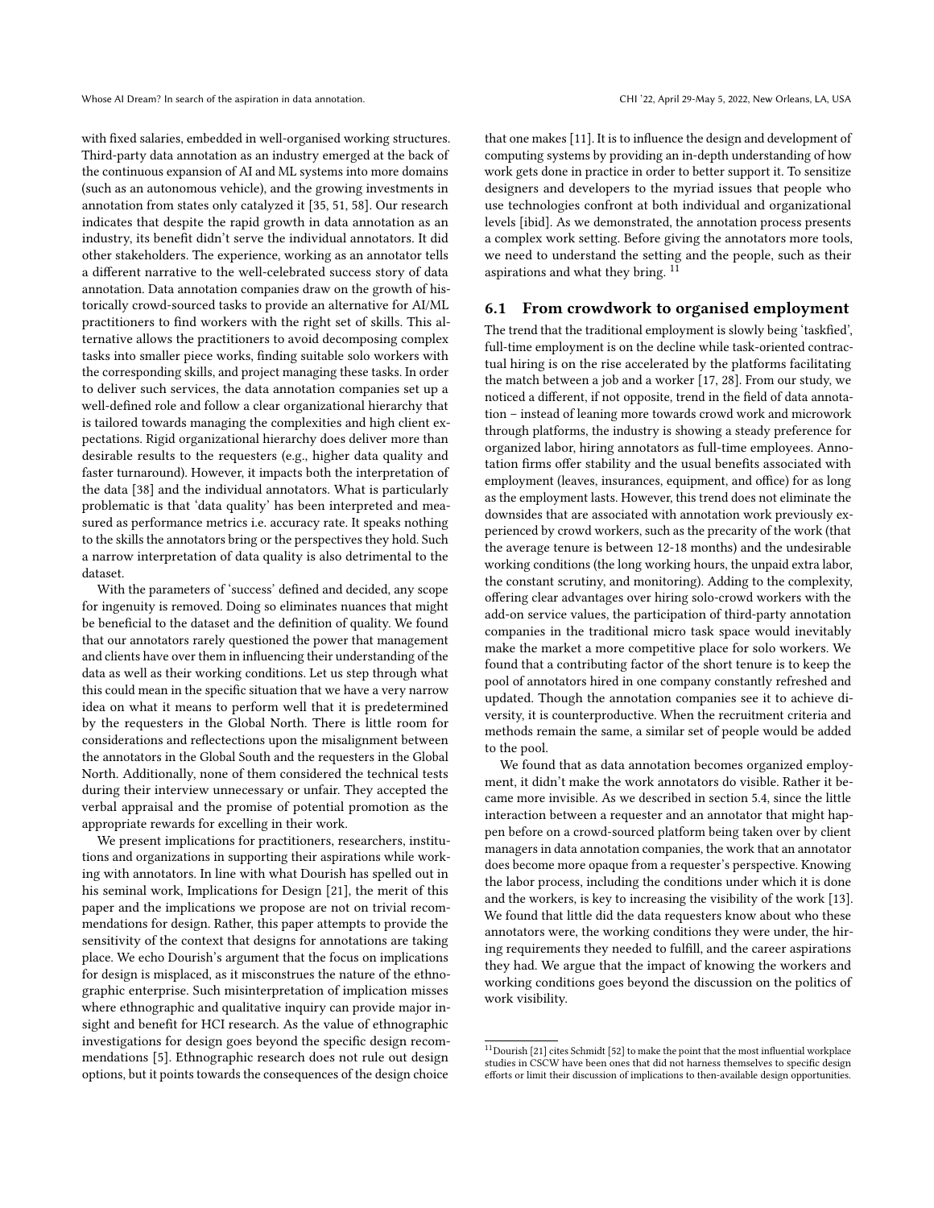with fixed salaries, embedded in well-organised working structures. Third-party data annotation as an industry emerged at the back of the continuous expansion of AI and ML systems into more domains (such as an autonomous vehicle), and the growing investments in annotation from states only catalyzed it [35, 51, 58]. Our research indicates that despite the rapid growth in data annotation as an industry, its benefit didn't serve the individual annotators. It did other stakeholders. The experience, working as an annotator tells a different narrative to the well-celebrated success story of data annotation. Data annotation companies draw on the growth of historically crowd-sourced tasks to provide an alternative for AI/ML practitioners to find workers with the right set of skills. This alternative allows the practitioners to avoid decomposing complex tasks into smaller piece works, finding suitable solo workers with the corresponding skills, and project managing these tasks. In order to deliver such services, the data annotation companies set up a well-defined role and follow a clear organizational hierarchy that is tailored towards managing the complexities and high client expectations. Rigid organizational hierarchy does deliver more than desirable results to the requesters (e.g., higher data quality and faster turnaround). However, it impacts both the interpretation of the data [38] and the individual annotators. What is particularly problematic is that 'data quality' has been interpreted and measured as performance metrics i.e. accuracy rate. It speaks nothing to the skills the annotators bring or the perspectives they hold. Such a narrow interpretation of data quality is also detrimental to the dataset.

With the parameters of 'success' defined and decided, any scope for ingenuity is removed. Doing so eliminates nuances that might be beneficial to the dataset and the definition of quality. We found that our annotators rarely questioned the power that management and clients have over them in influencing their understanding of the data as well as their working conditions. Let us step through what this could mean in the specific situation that we have a very narrow idea on what it means to perform well that it is predetermined by the requesters in the Global North. There is little room for considerations and reflectections upon the misalignment between the annotators in the Global South and the requesters in the Global North. Additionally, none of them considered the technical tests during their interview unnecessary or unfair. They accepted the verbal appraisal and the promise of potential promotion as the appropriate rewards for excelling in their work.

We present implications for practitioners, researchers, institutions and organizations in supporting their aspirations while working with annotators. In line with what Dourish has spelled out in his seminal work, Implications for Design [21], the merit of this paper and the implications we propose are not on trivial recommendations for design. Rather, this paper attempts to provide the sensitivity of the context that designs for annotations are taking place. We echo Dourish's argument that the focus on implications for design is misplaced, as it misconstrues the nature of the ethnographic enterprise. Such misinterpretation of implication misses where ethnographic and qualitative inquiry can provide major insight and benefit for HCI research. As the value of ethnographic investigations for design goes beyond the specific design recommendations [5]. Ethnographic research does not rule out design options, but it points towards the consequences of the design choice that one makes [11]. It is to influence the design and development of computing systems by providing an in-depth understanding of how work gets done in practice in order to better support it. To sensitize designers and developers to the myriad issues that people who use technologies confront at both individual and organizational levels [ibid]. As we demonstrated, the annotation process presents a complex work setting. Before giving the annotators more tools, we need to understand the setting and the people, such as their aspirations and what they bring. [11]

## 6.1 From crowdwork to organised employment

The trend that the traditional employment is slowly being 'taskfied', full-time employment is on the decline while task-oriented contractual hiring is on the rise accelerated by the platforms facilitating the match between a job and a worker [17, 28]. From our study, we noticed a different, if not opposite, trend in the field of data annotation – instead of leaning more towards crowd work and microwork through platforms, the industry is showing a steady preference for organized labor, hiring annotators as full-time employees. Annotation firms offer stability and the usual benefits associated with employment (leaves, insurances, equipment, and office) for as long as the employment lasts. However, this trend does not eliminate the downsides that are associated with annotation work previously experienced by crowd workers, such as the precarity of the work (that the average tenure is between 12-18 months) and the undesirable working conditions (the long working hours, the unpaid extra labor, the constant scrutiny, and monitoring). Adding to the complexity, offering clear advantages over hiring solo-crowd workers with the add-on service values, the participation of third-party annotation companies in the traditional micro task space would inevitably make the market a more competitive place for solo workers. We found that a contributing factor of the short tenure is to keep the pool of annotators hired in one company constantly refreshed and updated. Though the annotation companies see it to achieve diversity, it is counterproductive. When the recruitment criteria and methods remain the same, a similar set of people would be added to the pool.

We found that as data annotation becomes organized employment, it didn't make the work annotators do visible. Rather it became more invisible. As we described in section 5.4, since the little interaction between a requester and an annotator that might happen before on a crowd-sourced platform being taken over by client managers in data annotation companies, the work that an annotator does become more opaque from a requester's perspective. Knowing the labor process, including the conditions under which it is done and the workers, is key to increasing the visibility of the work [13]. We found that little did the data requesters know about who these annotators were, the working conditions they were under, the hiring requirements they needed to fulfill, and the career aspirations they had. We argue that the impact of knowing the workers and working conditions goes beyond the discussion on the politics of work visibility.

[11] Dourish [21] cites Schmidt [52] to make the point that the most influential workplace studies in CSCW have been ones that did not harness themselves to specific design efforts or limit their discussion of implications to then-available design opportunities.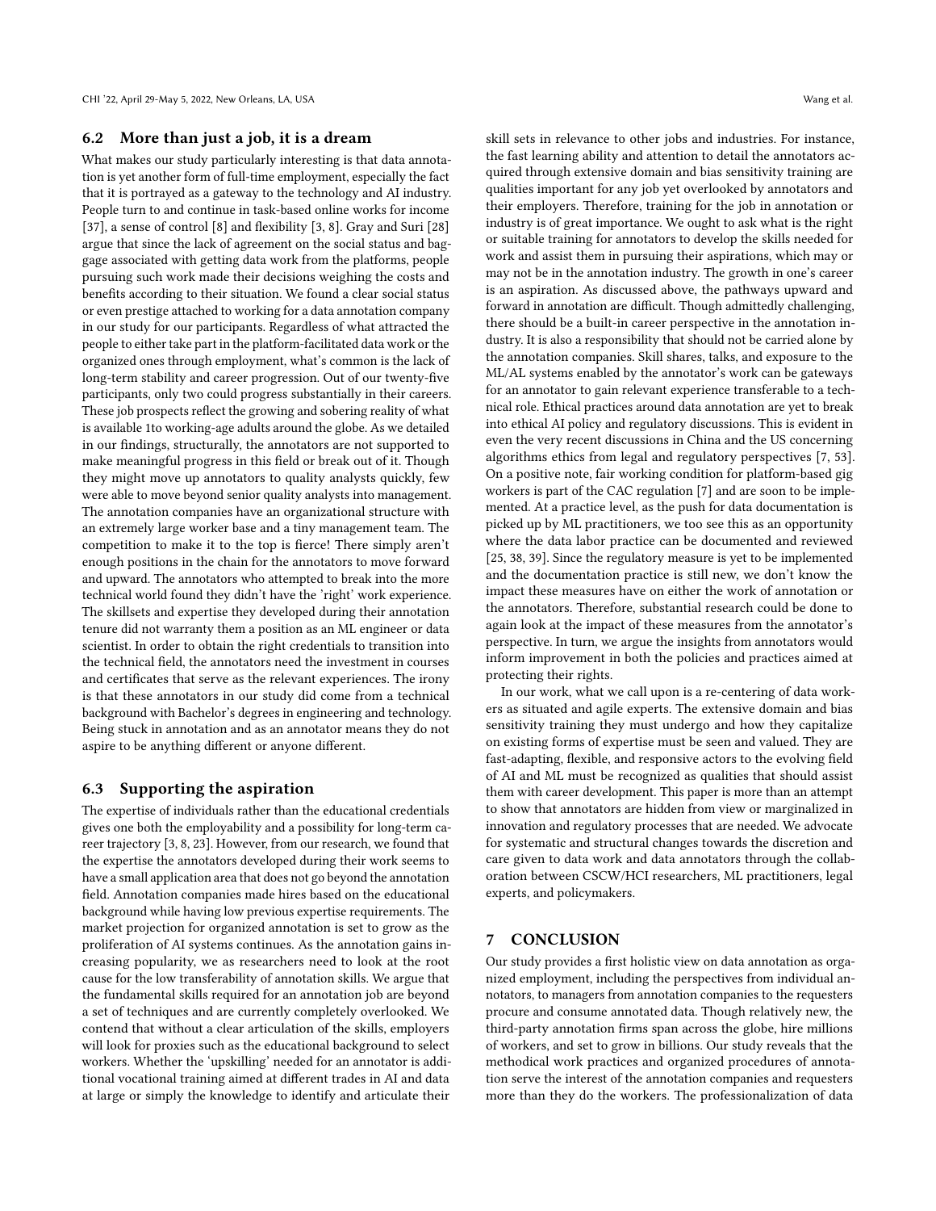## 6.2 More than just a job, it is a dream

What makes our study particularly interesting is that data annotation is yet another form of full-time employment, especially the fact that it is portrayed as a gateway to the technology and AI industry. People turn to and continue in task-based online works for income [37], a sense of control [8] and flexibility [3, 8]. Gray and Suri [28] argue that since the lack of agreement on the social status and baggage associated with getting data work from the platforms, people pursuing such work made their decisions weighing the costs and benefits according to their situation. We found a clear social status or even prestige attached to working for a data annotation company in our study for our participants. Regardless of what attracted the people to either take part in the platform-facilitated data work or the organized ones through employment, what's common is the lack of long-term stability and career progression. Out of our twenty-five participants, only two could progress substantially in their careers. These job prospects reflect the growing and sobering reality of what is available 1to working-age adults around the globe. As we detailed in our findings, structurally, the annotators are not supported to make meaningful progress in this field or break out of it. Though they might move up annotators to quality analysts quickly, few were able to move beyond senior quality analysts into management. The annotation companies have an organizational structure with an extremely large worker base and a tiny management team. The competition to make it to the top is fierce! There simply aren't enough positions in the chain for the annotators to move forward and upward. The annotators who attempted to break into the more technical world found they didn't have the 'right' work experience. The skillsets and expertise they developed during their annotation tenure did not warranty them a position as an ML engineer or data scientist. In order to obtain the right credentials to transition into the technical field, the annotators need the investment in courses and certificates that serve as the relevant experiences. The irony is that these annotators in our study did come from a technical background with Bachelor's degrees in engineering and technology. Being stuck in annotation and as an annotator means they do not aspire to be anything different or anyone different.

## 6.3 Supporting the aspiration

The expertise of individuals rather than the educational credentials gives one both the employability and a possibility for long-term career trajectory [3, 8, 23]. However, from our research, we found that the expertise the annotators developed during their work seems to have a small application area that does not go beyond the annotation field. Annotation companies made hires based on the educational background while having low previous expertise requirements. The market projection for organized annotation is set to grow as the proliferation of AI systems continues. As the annotation gains increasing popularity, we as researchers need to look at the root cause for the low transferability of annotation skills. We argue that the fundamental skills required for an annotation job are beyond a set of techniques and are currently completely overlooked. We contend that without a clear articulation of the skills, employers will look for proxies such as the educational background to select workers. Whether the 'upskilling' needed for an annotator is additional vocational training aimed at different trades in AI and data at large or simply the knowledge to identify and articulate their skill sets in relevance to other jobs and industries. For instance, the fast learning ability and attention to detail the annotators acquired through extensive domain and bias sensitivity training are qualities important for any job yet overlooked by annotators and their employers. Therefore, training for the job in annotation or industry is of great importance. We ought to ask what is the right or suitable training for annotators to develop the skills needed for work and assist them in pursuing their aspirations, which may or may not be in the annotation industry. The growth in one's career is an aspiration. As discussed above, the pathways upward and forward in annotation are difficult. Though admittedly challenging, there should be a built-in career perspective in the annotation industry. It is also a responsibility that should not be carried alone by the annotation companies. Skill shares, talks, and exposure to the ML/AL systems enabled by the annotator's work can be gateways for an annotator to gain relevant experience transferable to a technical role. Ethical practices around data annotation are yet to break into ethical AI policy and regulatory discussions. This is evident in even the very recent discussions in China and the US concerning algorithms ethics from legal and regulatory perspectives [7, 53]. On a positive note, fair working condition for platform-based gig workers is part of the CAC regulation [7] and are soon to be implemented. At a practice level, as the push for data documentation is picked up by ML practitioners, we too see this as an opportunity where the data labor practice can be documented and reviewed [25, 38, 39]. Since the regulatory measure is yet to be implemented and the documentation practice is still new, we don't know the impact these measures have on either the work of annotation or the annotators. Therefore, substantial research could be done to again look at the impact of these measures from the annotator's perspective. In turn, we argue the insights from annotators would inform improvement in both the policies and practices aimed at protecting their rights.

In our work, what we call upon is a re-centering of data workers as situated and agile experts. The extensive domain and bias sensitivity training they must undergo and how they capitalize on existing forms of expertise must be seen and valued. They are fast-adapting, flexible, and responsive actors to the evolving field of AI and ML must be recognized as qualities that should assist them with career development. This paper is more than an attempt to show that annotators are hidden from view or marginalized in innovation and regulatory processes that are needed. We advocate for systematic and structural changes towards the discretion and care given to data work and data annotators through the collaboration between CSCW/HCI researchers, ML practitioners, legal experts, and policymakers.

# 7 CONCLUSION

Our study provides a first holistic view on data annotation as organized employment, including the perspectives from individual annotators, to managers from annotation companies to the requesters procure and consume annotated data. Though relatively new, the third-party annotation firms span across the globe, hire millions of workers, and set to grow in billions. Our study reveals that the methodical work practices and organized procedures of annotation serve the interest of the annotation companies and requesters more than they do the workers. The professionalization of data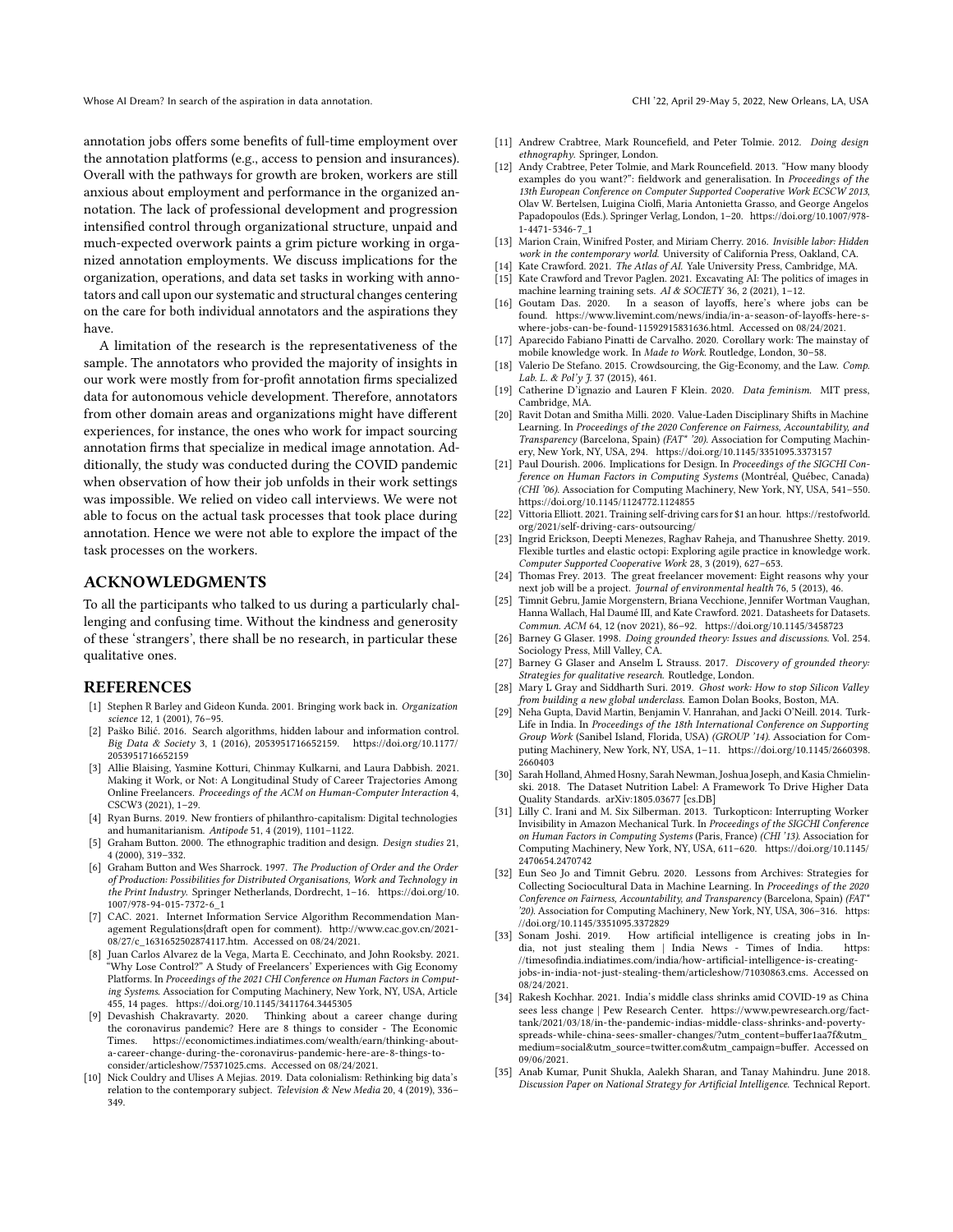annotation jobs offers some benefits of full-time employment over the annotation platforms (e.g., access to pension and insurances). Overall with the pathways for growth are broken, workers are still anxious about employment and performance in the organized annotation. The lack of professional development and progression intensified control through organizational structure, unpaid and much-expected overwork paints a grim picture working in organized annotation employments. We discuss implications for the organization, operations, and data set tasks in working with annotators and call upon our systematic and structural changes centering on the care for both individual annotators and the aspirations they have.

A limitation of the research is the representativeness of the sample. The annotators who provided the majority of insights in our work were mostly from for-profit annotation firms specialized data for autonomous vehicle development. Therefore, annotators from other domain areas and organizations might have different experiences, for instance, the ones who work for impact sourcing annotation firms that specialize in medical image annotation. Additionally, the study was conducted during the COVID pandemic when observation of how their job unfolds in their work settings was impossible. We relied on video call interviews. We were not able to focus on the actual task processes that took place during annotation. Hence we were not able to explore the impact of the task processes on the workers.

## ACKNOWLEDGMENTS

To all the participants who talked to us during a particularly challenging and confusing time. Without the kindness and generosity of these 'strangers', there shall be no research, in particular these qualitative ones.

## REFERENCES

- [1] Stephen R Barley and Gideon Kunda. 2001. Bringing work back in. *Organization science* 12, 1 (2001), 76–95.
- [2] Paško Bilić. 2016. Search algorithms, hidden labour and information control. *Big Data & Society* 3, 1 (2016), 2053951716652159. https://doi.org/10.1177/2053951716652159
- [3] Allie Blaising, Yasmine Kotturi, Chinmay Kulkarni, and Laura Dabbish. 2021. Making it Work, or Not: A Longitudinal Study of Career Trajectories Among Online Freelancers. *Proceedings of the ACM on Human-Computer Interaction* 4, CSCW3 (2021), 1–29.
- [4] Ryan Burns. 2019. New frontiers of philanthro-capitalism: Digital technologies and humanitarianism. *Antipode* 51, 4 (2019), 1101–1122.
- [5] Graham Button. 2000. The ethnographic tradition and design. *Design studies* 21, 4 (2000), 319–332.
- [6] Graham Button and Wes Sharrock. 1997. *The Production of Order and the Order of Production: Possibilities for Distributed Organisations, Work and Technology in the Print Industry.* Springer Netherlands, Dordrecht, 1–16. https://doi.org/10.1007/978-94-015-7372-6_1
- [7] CAC. 2021. Internet Information Service Algorithm Recommendation Management Regulations(draft open for comment). http://www.cac.gov.cn/2021-08/27/c_1631652502874117.htm. Accessed on 08/24/2021.
- [8] Juan Carlos Alvarez de la Vega, Marta E. Cecchinato, and John Rooksby. 2021. "Why Lose Control?" A Study of Freelancers' Experiences with Gig Economy Platforms. In *Proceedings of the 2021 CHI Conference on Human Factors in Computing Systems*. Association for Computing Machinery, New York, NY, USA, Article 455, 14 pages. https://doi.org/10.1145/3411764.3445305
- [9] Devashish Chakravarty. 2020. Thinking about a career change during the coronavirus pandemic? Here are 8 things to consider - The Economic Times. https://economictimes.indiatimes.com/wealth/earn/thinking-about-a-career-change-during-the-coronavirus-pandemic-here-are-8-things-to-consider/articleshow/75371025.cms. Accessed on 08/24/2021.
- [10] Nick Couldry and Ulises A Mejias. 2019. Data colonialism: Rethinking big data's relation to the contemporary subject. *Television & New Media* 20, 4 (2019), 336–349.
- [11] Andrew Crabtree, Mark Rouncefield, and Peter Tolmie. 2012. *Doing design ethnography.* Springer, London.
- [12] Andy Crabtree, Peter Tolmie, and Mark Rouncefield. 2013. "How many bloody examples do you want?": fieldwork and generalisation. In *Proceedings of the 13th European Conference on Computer Supported Cooperative Work ECSCW 2013*, Olav W. Bertelsen, Luigina Ciolfi, Maria Antonietta Grasso, and George Angelos Papadopoulos (Eds.). Springer Verlag, London, 1–20. https://doi.org/10.1007/978-1-4471-5346-7_1
- [13] Marion Crain, Winifred Poster, and Miriam Cherry. 2016. *Invisible labor: Hidden work in the contemporary world.* University of California Press, Oakland, CA.
- [14] Kate Crawford. 2021. *The Atlas of AI.* Yale University Press, Cambridge, MA.
- [15] Kate Crawford and Trevor Paglen. 2021. Excavating AI: The politics of images in machine learning training sets. *AI & SOCIETY* 36, 2 (2021), 1–12.
- [16] Goutam Das. 2020. In a season of layoffs, here's where jobs can be found. https://www.livemint.com/news/india/in-a-season-of-layoffs-here-s-where-jobs-can-be-found-11592915831636.html. Accessed on 08/24/2021.
- [17] Aparecido Fabiano Pinatti de Carvalho. 2020. Corollary work: The mainstay of mobile knowledge work. In *Made to Work*. Routledge, London, 30–58.
- [18] Valerio De Stefano. 2015. Crowdsourcing, the Gig-Economy, and the Law. *Comp. Lab. L. & Pol'y J.* 37 (2015), 461.
- [19] Catherine D'ignazio and Lauren F Klein. 2020. *Data feminism.* MIT press, Cambridge, MA.
- [20] Ravit Dotan and Smitha Milli. 2020. Value-Laden Disciplinary Shifts in Machine Learning. In *Proceedings of the 2020 Conference on Fairness, Accountability, and Transparency* (Barcelona, Spain) *(FAT\* '20)*. Association for Computing Machinery, New York, NY, USA, 294. https://doi.org/10.1145/3351095.3373157
- [21] Paul Dourish. 2006. Implications for Design. In *Proceedings of the SIGCHI Conference on Human Factors in Computing Systems* (Montréal, Québec, Canada) *(CHI '06)*. Association for Computing Machinery, New York, NY, USA, 541–550. https://doi.org/10.1145/1124772.1124855
- [22] Vittoria Elliott. 2021. Training self-driving cars for $1 an hour. https://restofworld.org/2021/self-driving-cars-outsourcing/
- [23] Ingrid Erickson, Deepti Menezes, Raghav Raheja, and Thanushree Shetty. 2019. Flexible turtles and elastic octopi: Exploring agile practice in knowledge work. *Computer Supported Cooperative Work* 28, 3 (2019), 627–653.
- [24] Thomas Frey. 2013. The great freelancer movement: Eight reasons why your next job will be a project. *Journal of environmental health* 76, 5 (2013), 46.
- [25] Timnit Gebru, Jamie Morgenstern, Briana Vecchione, Jennifer Wortman Vaughan, Hanna Wallach, Hal Daumé III, and Kate Crawford. 2021. Datasheets for Datasets. *Commun. ACM* 64, 12 (nov 2021), 86–92. https://doi.org/10.1145/3458723
- [26] Barney G Glaser. 1998. *Doing grounded theory: Issues and discussions.* Vol. 254. Sociology Press, Mill Valley, CA.
- [27] Barney G Glaser and Anselm L Strauss. 2017. *Discovery of grounded theory: Strategies for qualitative research.* Routledge, London.
- [28] Mary L Gray and Siddharth Suri. 2019. *Ghost work: How to stop Silicon Valley from building a new global underclass.* Eamon Dolan Books, Boston, MA.
- [29] Neha Gupta, David Martin, Benjamin V. Hanrahan, and Jacki O'Neill. 2014. Turk-Life in India. In *Proceedings of the 18th International Conference on Supporting Group Work* (Sanibel Island, Florida, USA) *(GROUP '14)*. Association for Computing Machinery, New York, NY, USA, 1–11. https://doi.org/10.1145/2660398.2660403
- [30] Sarah Holland, Ahmed Hosny, Sarah Newman, Joshua Joseph, and Kasia Chmielinski. 2018. The Dataset Nutrition Label: A Framework To Drive Higher Data Quality Standards. arXiv:1805.03677 [cs.DB]
- [31] Lilly C. Irani and M. Six Silberman. 2013. Turkopticon: Interrupting Worker Invisibility in Amazon Mechanical Turk. In *Proceedings of the SIGCHI Conference on Human Factors in Computing Systems* (Paris, France) *(CHI '13)*. Association for Computing Machinery, New York, NY, USA, 611–620. https://doi.org/10.1145/2470654.2470742
- [32] Eun Seo Jo and Timnit Gebru. 2020. Lessons from Archives: Strategies for Collecting Sociocultural Data in Machine Learning. In *Proceedings of the 2020 Conference on Fairness, Accountability, and Transparency* (Barcelona, Spain) *(FAT\* '20)*. Association for Computing Machinery, New York, NY, USA, 306–316. https://doi.org/10.1145/3351095.3372829
- [33] Sonam Joshi. 2019. How artificial intelligence is creating jobs in India, not just stealing them | India News - Times of India. https://timesofindia.indiatimes.com/india/how-artificial-intelligence-is-creating-jobs-in-india-not-just-stealing-them/articleshow/71030863.cms. Accessed on 08/24/2021.
- [34] Rakesh Kochhar. 2021. India's middle class shrinks amid COVID-19 as China sees less change | Pew Research Center. https://www.pewresearch.org/fact-tank/2021/03/18/in-the-pandemic-indias-middle-class-shrinks-and-poverty-spreads-while-china-sees-smaller-changes/?utm_content=buffer1aa7f&utm_medium=social&utm_source=twitter.com&utm_campaign=buffer. Accessed on 09/06/2021.
- [35] Anab Kumar, Punit Shukla, Aalekh Sharan, and Tanay Mahindru. June 2018. *Discussion Paper on National Strategy for Artificial Intelligence.* Technical Report.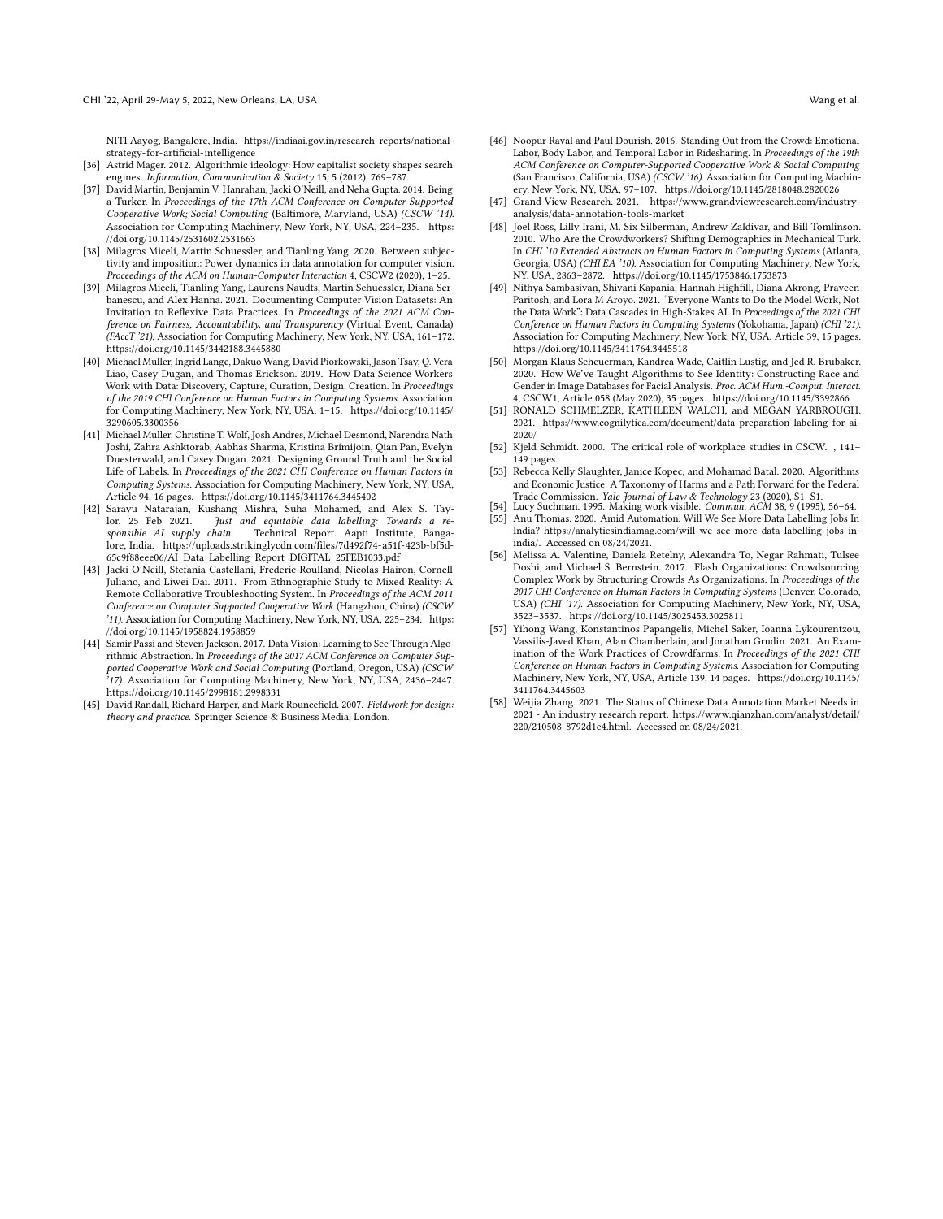NITI Aayog, Bangalore, India. https://indiaai.gov.in/research-reports/national-strategy-for-artificial-intelligence

[36] Astrid Mager. 2012. Algorithmic ideology: How capitalist society shapes search engines. *Information, Communication & Society* 15, 5 (2012), 769–787.

[37] David Martin, Benjamin V. Hanrahan, Jacki O'Neill, and Neha Gupta. 2014. Being a Turker. In *Proceedings of the 17th ACM Conference on Computer Supported Cooperative Work; Social Computing* (Baltimore, Maryland, USA) *(CSCW '14)*. Association for Computing Machinery, New York, NY, USA, 224–235. https://doi.org/10.1145/2531602.2531663

[38] Milagros Miceli, Martin Schuessler, and Tianling Yang. 2020. Between subjectivity and imposition: Power dynamics in data annotation for computer vision. *Proceedings of the ACM on Human-Computer Interaction* 4, CSCW2 (2020), 1–25.

[39] Milagros Miceli, Tianling Yang, Laurens Naudts, Martin Schuessler, Diana Serbanescu, and Alex Hanna. 2021. Documenting Computer Vision Datasets: An Invitation to Reflexive Data Practices. In *Proceedings of the 2021 ACM Conference on Fairness, Accountability, and Transparency* (Virtual Event, Canada) *(FAccT '21)*. Association for Computing Machinery, New York, NY, USA, 161–172. https://doi.org/10.1145/3442188.3445880

[40] Michael Muller, Ingrid Lange, Dakuo Wang, David Piorkowski, Jason Tsay, Q. Vera Liao, Casey Dugan, and Thomas Erickson. 2019. How Data Science Workers Work with Data: Discovery, Capture, Curation, Design, Creation. In *Proceedings of the 2019 CHI Conference on Human Factors in Computing Systems*. Association for Computing Machinery, New York, NY, USA, 1–15. https://doi.org/10.1145/3290605.3300356

[41] Michael Muller, Christine T. Wolf, Josh Andres, Michael Desmond, Narendra Nath Joshi, Zahra Ashktorab, Aabhas Sharma, Kristina Brimijoin, Qian Pan, Evelyn Duesterwald, and Casey Dugan. 2021. Designing Ground Truth and the Social Life of Labels. In *Proceedings of the 2021 CHI Conference on Human Factors in Computing Systems*. Association for Computing Machinery, New York, NY, USA, Article 94, 16 pages. https://doi.org/10.1145/3411764.3445402

[42] Sarayu Natarajan, Kushang Mishra, Suha Mohamed, and Alex S. Taylor. 25 Feb 2021. *Just and equitable data labelling: Towards a responsible AI supply chain.* Technical Report. Aapti Institute, Bangalore, India. https://uploads.strikinglycdn.com/files/7d492f74-a51f-423b-bf5d-65c9f88eee06/AI_Data_Labelling_Report_DIGITAL_25FEB1033.pdf

[43] Jacki O'Neill, Stefania Castellani, Frederic Roulland, Nicolas Hairon, Cornell Juliano, and Liwei Dai. 2011. From Ethnographic Study to Mixed Reality: A Remote Collaborative Troubleshooting System. In *Proceedings of the ACM 2011 Conference on Computer Supported Cooperative Work* (Hangzhou, China) *(CSCW '11)*. Association for Computing Machinery, New York, NY, USA, 225–234. https://doi.org/10.1145/1958824.1958859

[44] Samir Passi and Steven Jackson. 2017. Data Vision: Learning to See Through Algorithmic Abstraction. In *Proceedings of the 2017 ACM Conference on Computer Supported Cooperative Work and Social Computing* (Portland, Oregon, USA) *(CSCW '17)*. Association for Computing Machinery, New York, NY, USA, 2436–2447. https://doi.org/10.1145/2998181.2998331

[45] David Randall, Richard Harper, and Mark Rouncefield. 2007. *Fieldwork for design: theory and practice.* Springer Science & Business Media, London.

[46] Noopur Raval and Paul Dourish. 2016. Standing Out from the Crowd: Emotional Labor, Body Labor, and Temporal Labor in Ridesharing. In *Proceedings of the 19th ACM Conference on Computer-Supported Cooperative Work & Social Computing* (San Francisco, California, USA) *(CSCW '16)*. Association for Computing Machinery, New York, NY, USA, 97–107. https://doi.org/10.1145/2818048.2820026

[47] Grand View Research. 2021. https://www.grandviewresearch.com/industry-analysis/data-annotation-tools-market

[48] Joel Ross, Lilly Irani, M. Six Silberman, Andrew Zaldivar, and Bill Tomlinson. 2010. Who Are the Crowdworkers? Shifting Demographics in Mechanical Turk. In *CHI '10 Extended Abstracts on Human Factors in Computing Systems* (Atlanta, Georgia, USA) *(CHI EA '10)*. Association for Computing Machinery, New York, NY, USA, 2863–2872. https://doi.org/10.1145/1753846.1753873

[49] Nithya Sambasivan, Shivani Kapania, Hannah Highfill, Diana Akrong, Praveen Paritosh, and Lora M Aroyo. 2021. "Everyone Wants to Do the Model Work, Not the Data Work": Data Cascades in High-Stakes AI. In *Proceedings of the 2021 CHI Conference on Human Factors in Computing Systems* (Yokohama, Japan) *(CHI '21)*. Association for Computing Machinery, New York, NY, USA, Article 39, 15 pages. https://doi.org/10.1145/3411764.3445518

[50] Morgan Klaus Scheuerman, Kandrea Wade, Caitlin Lustig, and Jed R. Brubaker. 2020. How We've Taught Algorithms to See Identity: Constructing Race and Gender in Image Databases for Facial Analysis. *Proc. ACM Hum.-Comput. Interact.* 4, CSCW1, Article 058 (May 2020), 35 pages. https://doi.org/10.1145/3392866

[51] RONALD SCHMELZER, KATHLEEN WALCH, and MEGAN YARBROUGH. 2021. https://www.cognilytica.com/document/data-preparation-labeling-for-ai-2020/

[52] Kjeld Schmidt. 2000. The critical role of workplace studies in CSCW. , 141–149 pages.

[53] Rebecca Kelly Slaughter, Janice Kopec, and Mohamad Batal. 2020. Algorithms and Economic Justice: A Taxonomy of Harms and a Path Forward for the Federal Trade Commission. *Yale Journal of Law & Technology* 23 (2020), S1–S1.

[54] Lucy Suchman. 1995. Making work visible. *Commun. ACM* 38, 9 (1995), 56–64.

[55] Anu Thomas. 2020. Amid Automation, Will We See More Data Labelling Jobs In India? https://analyticsindiamag.com/will-we-see-more-data-labelling-jobs-in-india/. Accessed on 08/24/2021.

[56] Melissa A. Valentine, Daniela Retelny, Alexandra To, Negar Rahmati, Tulsee Doshi, and Michael S. Bernstein. 2017. Flash Organizations: Crowdsourcing Complex Work by Structuring Crowds As Organizations. In *Proceedings of the 2017 CHI Conference on Human Factors in Computing Systems* (Denver, Colorado, USA) *(CHI '17)*. Association for Computing Machinery, New York, NY, USA, 3523–3537. https://doi.org/10.1145/3025453.3025811

[57] Yihong Wang, Konstantinos Papangelis, Michel Saker, Ioanna Lykourentzou, Vassilis-Javed Khan, Alan Chamberlain, and Jonathan Grudin. 2021. An Examination of the Work Practices of Crowdfarms. In *Proceedings of the 2021 CHI Conference on Human Factors in Computing Systems*. Association for Computing Machinery, New York, NY, USA, Article 139, 14 pages. https://doi.org/10.1145/3411764.3445603

[58] Weijia Zhang. 2021. The Status of Chinese Data Annotation Market Needs in 2021 - An industry research report. https://www.qianzhan.com/analyst/detail/220/210508-8792d1e4.html. Accessed on 08/24/2021.